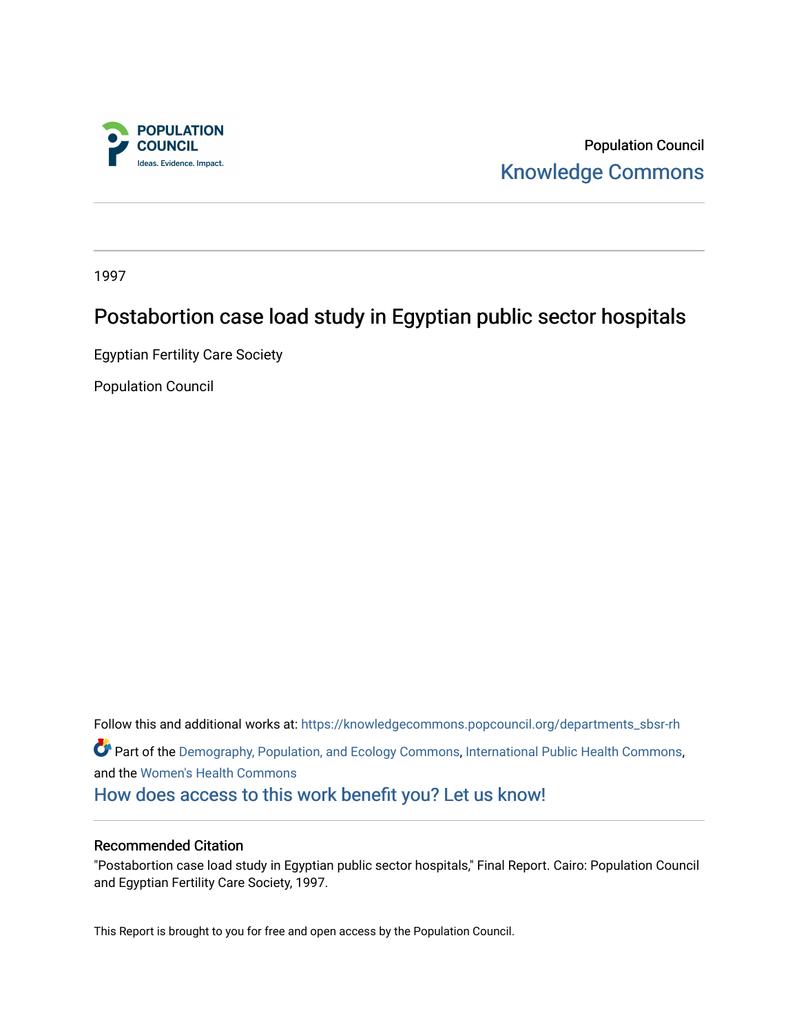POPULATION COUNCIL

Ideas. Evidence. Impact.

Population Council

Knowledge Commons

1997

# Postabortion case load study in Egyptian public sector hospitals

Egyptian Fertility Care Society

Population Council

Follow this and additional works at: https://knowledgecommons.popcouncil.org/departments_sbsr-rh

Part of the Demography, Population, and Ecology Commons, International Public Health Commons, and the Women's Health Commons

How does access to this work benefit you? Let us know!

## Recommended Citation

"Postabortion case load study in Egyptian public sector hospitals," Final Report. Cairo: Population Council and Egyptian Fertility Care Society, 1997.

This Report is brought to you for free and open access by the Population Council.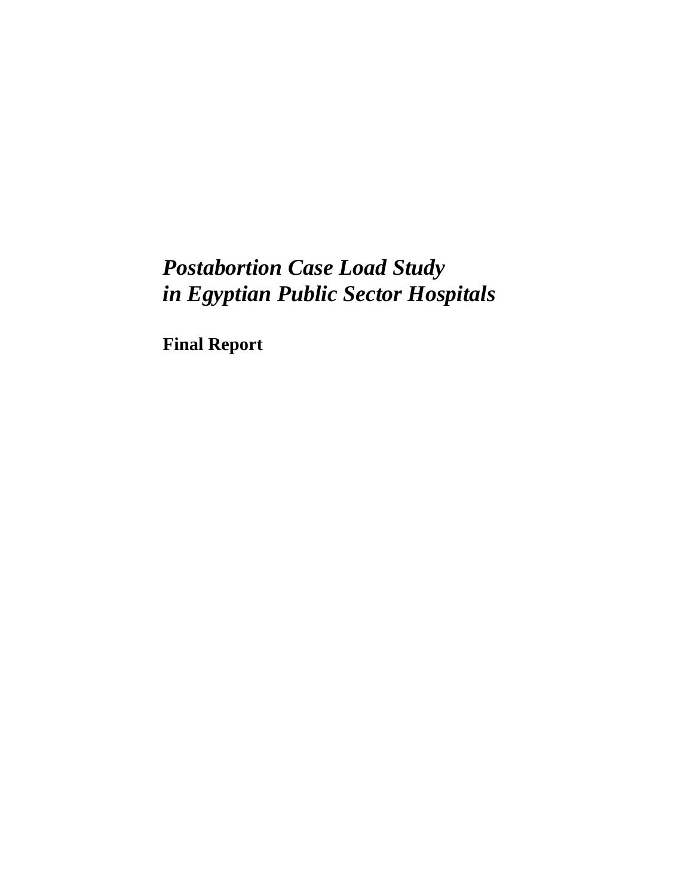# *Postabortion Case Load Study in Egyptian Public Sector Hospitals*

**Final Report**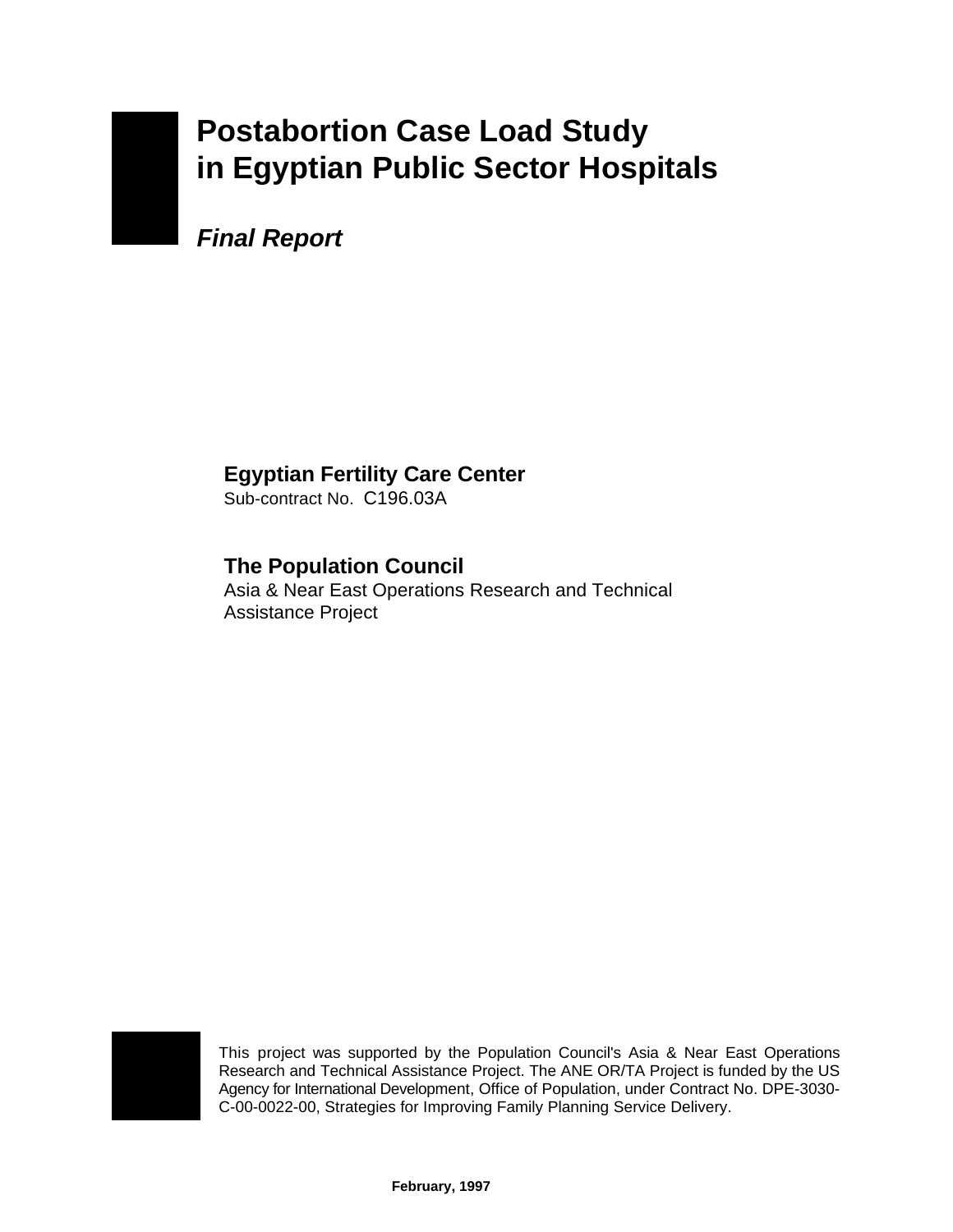# Postabortion Case Load Study in Egyptian Public Sector Hospitals

***Final Report***

**Egyptian Fertility Care Center**
Sub-contract No. C196.03A

**The Population Council**
Asia & Near East Operations Research and Technical Assistance Project

This project was supported by the Population Council's Asia & Near East Operations Research and Technical Assistance Project. The ANE OR/TA Project is funded by the US Agency for International Development, Office of Population, under Contract No. DPE-3030-C-00-0022-00, Strategies for Improving Family Planning Service Delivery.

**February, 1997**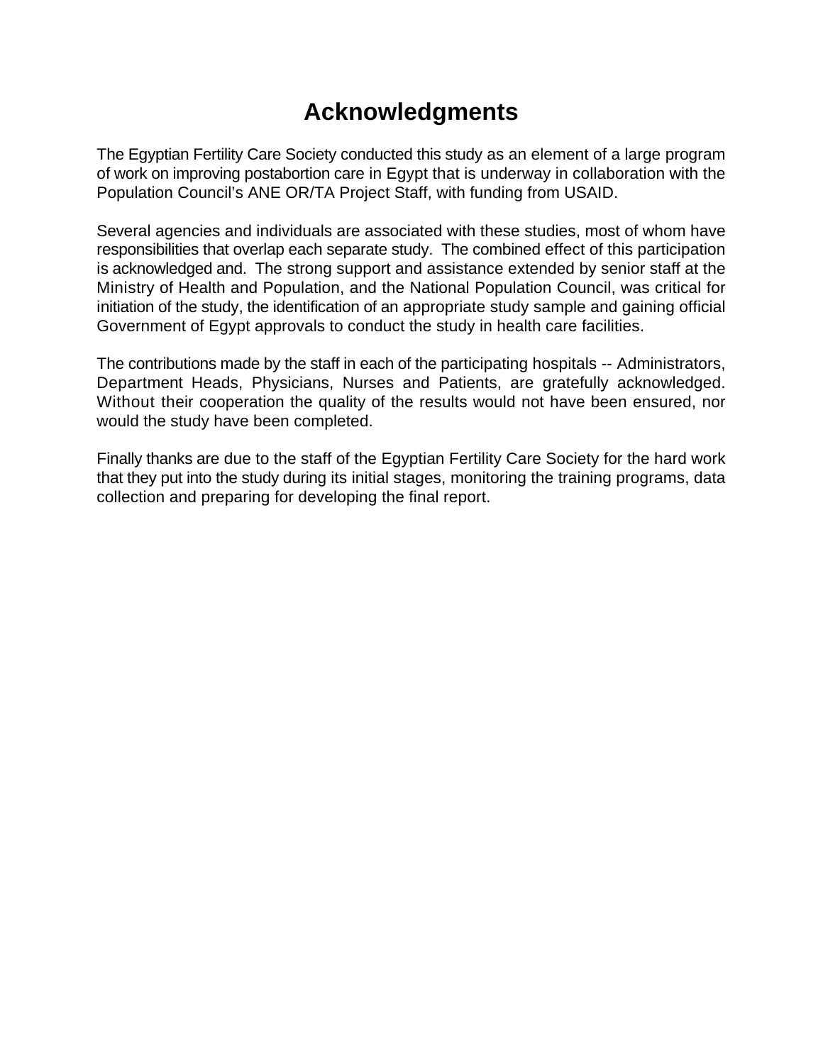# Acknowledgments

The Egyptian Fertility Care Society conducted this study as an element of a large program of work on improving postabortion care in Egypt that is underway in collaboration with the Population Council's ANE OR/TA Project Staff, with funding from USAID.

Several agencies and individuals are associated with these studies, most of whom have responsibilities that overlap each separate study. The combined effect of this participation is acknowledged and. The strong support and assistance extended by senior staff at the Ministry of Health and Population, and the National Population Council, was critical for initiation of the study, the identification of an appropriate study sample and gaining official Government of Egypt approvals to conduct the study in health care facilities.

The contributions made by the staff in each of the participating hospitals -- Administrators, Department Heads, Physicians, Nurses and Patients, are gratefully acknowledged. Without their cooperation the quality of the results would not have been ensured, nor would the study have been completed.

Finally thanks are due to the staff of the Egyptian Fertility Care Society for the hard work that they put into the study during its initial stages, monitoring the training programs, data collection and preparing for developing the final report.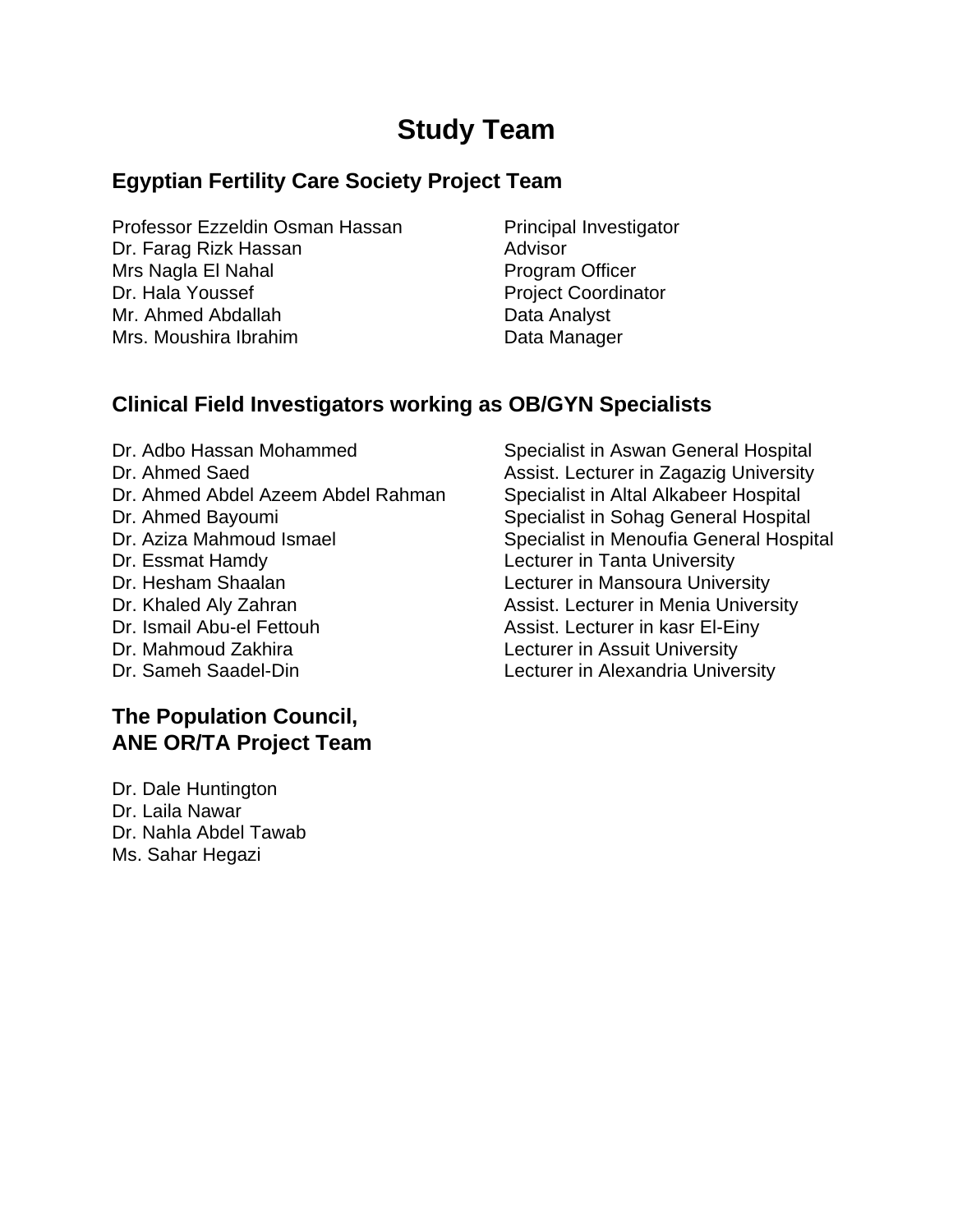# Study Team

## Egyptian Fertility Care Society Project Team

| | |
|---|---|
| Professor Ezzeldin Osman Hassan | Principal Investigator |
| Dr. Farag Rizk Hassan | Advisor |
| Mrs Nagla El Nahal | Program Officer |
| Dr. Hala Youssef | Project Coordinator |
| Mr. Ahmed Abdallah | Data Analyst |
| Mrs. Moushira Ibrahim | Data Manager |

## Clinical Field Investigators working as OB/GYN Specialists

| | |
|---|---|
| Dr. Adbo Hassan Mohammed | Specialist in Aswan General Hospital |
| Dr. Ahmed Saed | Assist. Lecturer in Zagazig University |
| Dr. Ahmed Abdel Azeem Abdel Rahman | Specialist in Altal Alkabeer Hospital |
| Dr. Ahmed Bayoumi | Specialist in Sohag General Hospital |
| Dr. Aziza Mahmoud Ismael | Specialist in Menoufia General Hospital |
| Dr. Essmat Hamdy | Lecturer in Tanta University |
| Dr. Hesham Shaalan | Lecturer in Mansoura University |
| Dr. Khaled Aly Zahran | Assist. Lecturer in Menia University |
| Dr. Ismail Abu-el Fettouh | Assist. Lecturer in kasr El-Einy |
| Dr. Mahmoud Zakhira | Lecturer in Assuit University |
| Dr. Sameh Saadel-Din | Lecturer in Alexandria University |

## The Population Council, ANE OR/TA Project Team

Dr. Dale Huntington
Dr. Laila Nawar
Dr. Nahla Abdel Tawab
Ms. Sahar Hegazi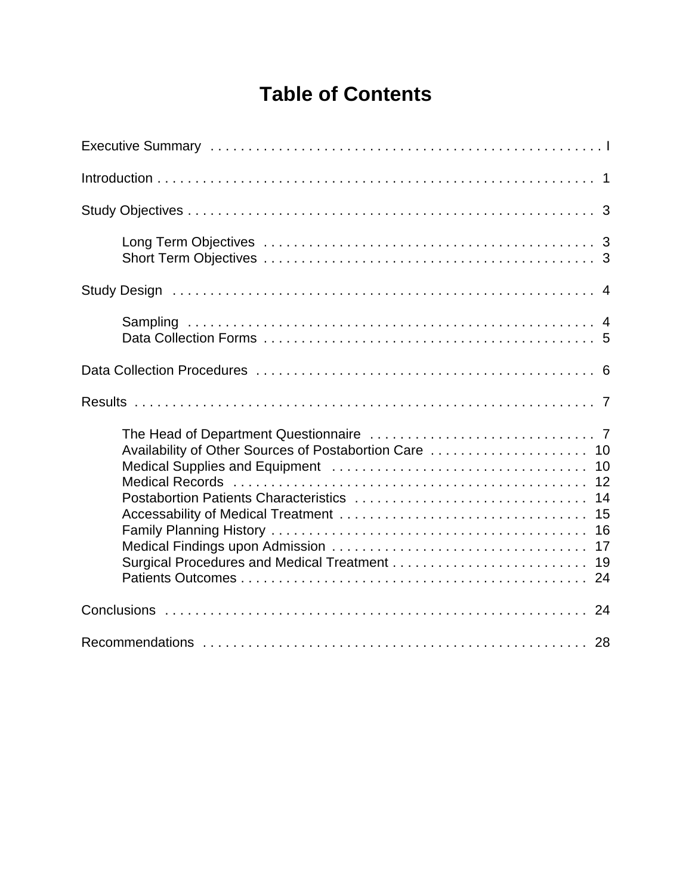# Table of Contents

Executive Summary . . . . . . . . . . . . . . . . . . . . . . . . . . . . . . . . . . . . . . . . . . . . . . . . . . . . I

Introduction . . . . . . . . . . . . . . . . . . . . . . . . . . . . . . . . . . . . . . . . . . . . . . . . . . . . . . . . . 1

Study Objectives . . . . . . . . . . . . . . . . . . . . . . . . . . . . . . . . . . . . . . . . . . . . . . . . . . . . . 3

- Long Term Objectives . . . . . . . . . . . . . . . . . . . . . . . . . . . . . . . . . . . . . . . . . . . . 3
- Short Term Objectives . . . . . . . . . . . . . . . . . . . . . . . . . . . . . . . . . . . . . . . . . . . . 3

Study Design . . . . . . . . . . . . . . . . . . . . . . . . . . . . . . . . . . . . . . . . . . . . . . . . . . . . . . . 4

- Sampling . . . . . . . . . . . . . . . . . . . . . . . . . . . . . . . . . . . . . . . . . . . . . . . . . . . . . 4
- Data Collection Forms . . . . . . . . . . . . . . . . . . . . . . . . . . . . . . . . . . . . . . . . . . . . 5

Data Collection Procedures . . . . . . . . . . . . . . . . . . . . . . . . . . . . . . . . . . . . . . . . . . . . . 6

Results . . . . . . . . . . . . . . . . . . . . . . . . . . . . . . . . . . . . . . . . . . . . . . . . . . . . . . . . . . . 7

- The Head of Department Questionnaire . . . . . . . . . . . . . . . . . . . . . . . . . . . . . . 7
- Availability of Other Sources of Postabortion Care . . . . . . . . . . . . . . . . . . . . . 10
- Medical Supplies and Equipment . . . . . . . . . . . . . . . . . . . . . . . . . . . . . . . . . . 10
- Medical Records . . . . . . . . . . . . . . . . . . . . . . . . . . . . . . . . . . . . . . . . . . . . . . 12
- Postabortion Patients Characteristics . . . . . . . . . . . . . . . . . . . . . . . . . . . . . . . 14
- Accessability of Medical Treatment . . . . . . . . . . . . . . . . . . . . . . . . . . . . . . . . . 15
- Family Planning History . . . . . . . . . . . . . . . . . . . . . . . . . . . . . . . . . . . . . . . . . 16
- Medical Findings upon Admission . . . . . . . . . . . . . . . . . . . . . . . . . . . . . . . . . . 17
- Surgical Procedures and Medical Treatment . . . . . . . . . . . . . . . . . . . . . . . . . . 19
- Patients Outcomes . . . . . . . . . . . . . . . . . . . . . . . . . . . . . . . . . . . . . . . . . . . . . 24

Conclusions . . . . . . . . . . . . . . . . . . . . . . . . . . . . . . . . . . . . . . . . . . . . . . . . . . . . . . . 24

Recommendations . . . . . . . . . . . . . . . . . . . . . . . . . . . . . . . . . . . . . . . . . . . . . . . . . . . 28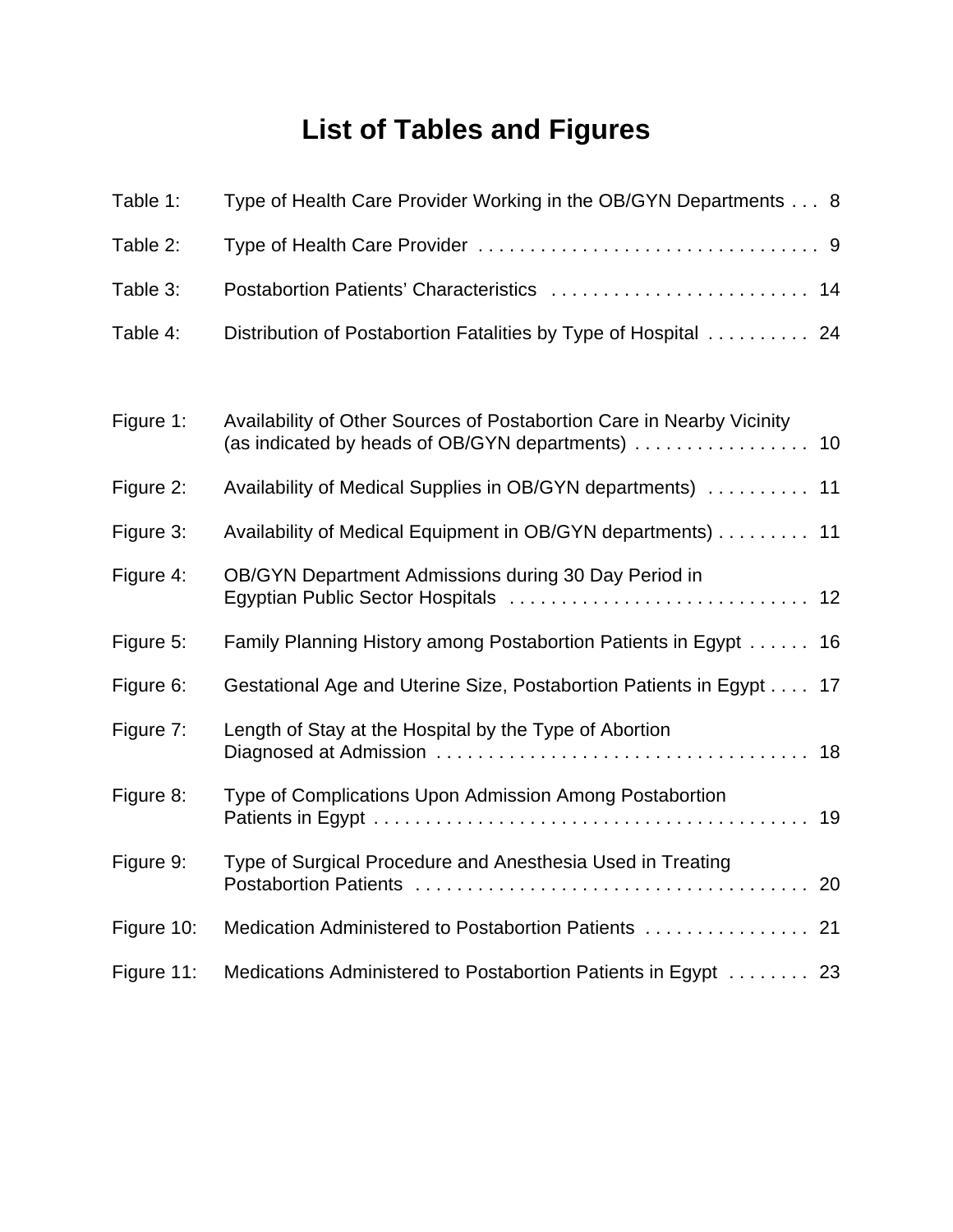# List of Tables and Figures

| | | |
|---|---|---|
| Table 1: | Type of Health Care Provider Working in the OB/GYN Departments | 8 |
| Table 2: | Type of Health Care Provider | 9 |
| Table 3: | Postabortion Patients' Characteristics | 14 |
| Table 4: | Distribution of Postabortion Fatalities by Type of Hospital | 24 |

| | | |
|---|---|---|
| Figure 1: | Availability of Other Sources of Postabortion Care in Nearby Vicinity (as indicated by heads of OB/GYN departments) | 10 |
| Figure 2: | Availability of Medical Supplies in OB/GYN departments) | 11 |
| Figure 3: | Availability of Medical Equipment in OB/GYN departments) | 11 |
| Figure 4: | OB/GYN Department Admissions during 30 Day Period in Egyptian Public Sector Hospitals | 12 |
| Figure 5: | Family Planning History among Postabortion Patients in Egypt | 16 |
| Figure 6: | Gestational Age and Uterine Size, Postabortion Patients in Egypt | 17 |
| Figure 7: | Length of Stay at the Hospital by the Type of Abortion Diagnosed at Admission | 18 |
| Figure 8: | Type of Complications Upon Admission Among Postabortion Patients in Egypt | 19 |
| Figure 9: | Type of Surgical Procedure and Anesthesia Used in Treating Postabortion Patients | 20 |
| Figure 10: | Medication Administered to Postabortion Patients | 21 |
| Figure 11: | Medications Administered to Postabortion Patients in Egypt | 23 |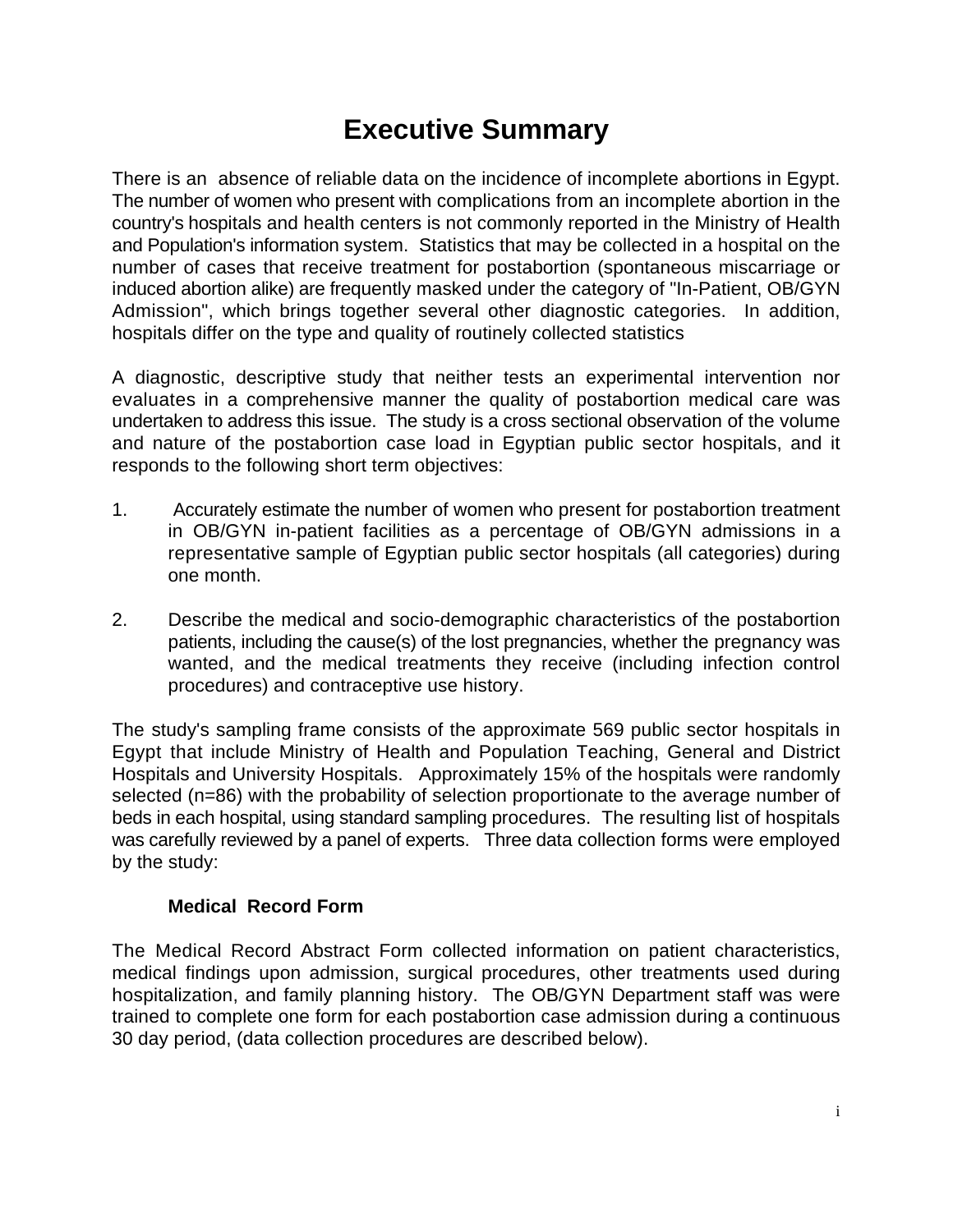# Executive Summary

There is an absence of reliable data on the incidence of incomplete abortions in Egypt. The number of women who present with complications from an incomplete abortion in the country's hospitals and health centers is not commonly reported in the Ministry of Health and Population's information system. Statistics that may be collected in a hospital on the number of cases that receive treatment for postabortion (spontaneous miscarriage or induced abortion alike) are frequently masked under the category of "In-Patient, OB/GYN Admission", which brings together several other diagnostic categories. In addition, hospitals differ on the type and quality of routinely collected statistics

A diagnostic, descriptive study that neither tests an experimental intervention nor evaluates in a comprehensive manner the quality of postabortion medical care was undertaken to address this issue. The study is a cross sectional observation of the volume and nature of the postabortion case load in Egyptian public sector hospitals, and it responds to the following short term objectives:

1. Accurately estimate the number of women who present for postabortion treatment in OB/GYN in-patient facilities as a percentage of OB/GYN admissions in a representative sample of Egyptian public sector hospitals (all categories) during one month.

2. Describe the medical and socio-demographic characteristics of the postabortion patients, including the cause(s) of the lost pregnancies, whether the pregnancy was wanted, and the medical treatments they receive (including infection control procedures) and contraceptive use history.

The study's sampling frame consists of the approximate 569 public sector hospitals in Egypt that include Ministry of Health and Population Teaching, General and District Hospitals and University Hospitals. Approximately 15% of the hospitals were randomly selected (n=86) with the probability of selection proportionate to the average number of beds in each hospital, using standard sampling procedures. The resulting list of hospitals was carefully reviewed by a panel of experts. Three data collection forms were employed by the study:

**Medical Record Form**

The Medical Record Abstract Form collected information on patient characteristics, medical findings upon admission, surgical procedures, other treatments used during hospitalization, and family planning history. The OB/GYN Department staff was were trained to complete one form for each postabortion case admission during a continuous 30 day period, (data collection procedures are described below).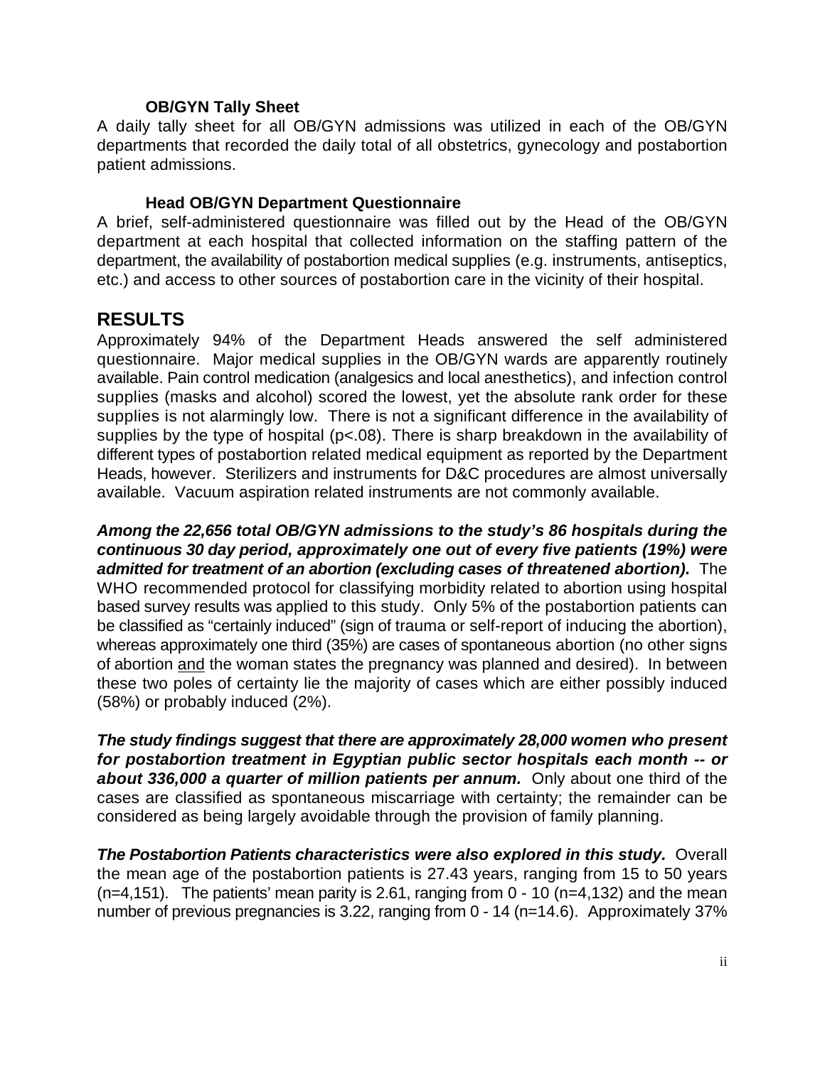**OB/GYN Tally Sheet**

A daily tally sheet for all OB/GYN admissions was utilized in each of the OB/GYN departments that recorded the daily total of all obstetrics, gynecology and postabortion patient admissions.

**Head OB/GYN Department Questionnaire**

A brief, self-administered questionnaire was filled out by the Head of the OB/GYN department at each hospital that collected information on the staffing pattern of the department, the availability of postabortion medical supplies (e.g. instruments, antiseptics, etc.) and access to other sources of postabortion care in the vicinity of their hospital.

## RESULTS

Approximately 94% of the Department Heads answered the self administered questionnaire. Major medical supplies in the OB/GYN wards are apparently routinely available. Pain control medication (analgesics and local anesthetics), and infection control supplies (masks and alcohol) scored the lowest, yet the absolute rank order for these supplies is not alarmingly low. There is not a significant difference in the availability of supplies by the type of hospital ($p<.08$). There is sharp breakdown in the availability of different types of postabortion related medical equipment as reported by the Department Heads, however. Sterilizers and instruments for D&C procedures are almost universally available. Vacuum aspiration related instruments are not commonly available.

***Among the 22,656 total OB/GYN admissions to the study's 86 hospitals during the continuous 30 day period, approximately one out of every five patients (19%) were admitted for treatment of an abortion (excluding cases of threatened abortion).*** The WHO recommended protocol for classifying morbidity related to abortion using hospital based survey results was applied to this study. Only 5% of the postabortion patients can be classified as "certainly induced" (sign of trauma or self-report of inducing the abortion), whereas approximately one third (35%) are cases of spontaneous abortion (no other signs of abortion <u>and</u> the woman states the pregnancy was planned and desired). In between these two poles of certainty lie the majority of cases which are either possibly induced (58%) or probably induced (2%).

***The study findings suggest that there are approximately 28,000 women who present for postabortion treatment in Egyptian public sector hospitals each month -- or about 336,000 a quarter of million patients per annum.*** Only about one third of the cases are classified as spontaneous miscarriage with certainty; the remainder can be considered as being largely avoidable through the provision of family planning.

***The Postabortion Patients characteristics were also explored in this study.*** Overall the mean age of the postabortion patients is 27.43 years, ranging from 15 to 50 years (n=4,151). The patients' mean parity is 2.61, ranging from 0 - 10 (n=4,132) and the mean number of previous pregnancies is 3.22, ranging from 0 - 14 (n=14.6). Approximately 37%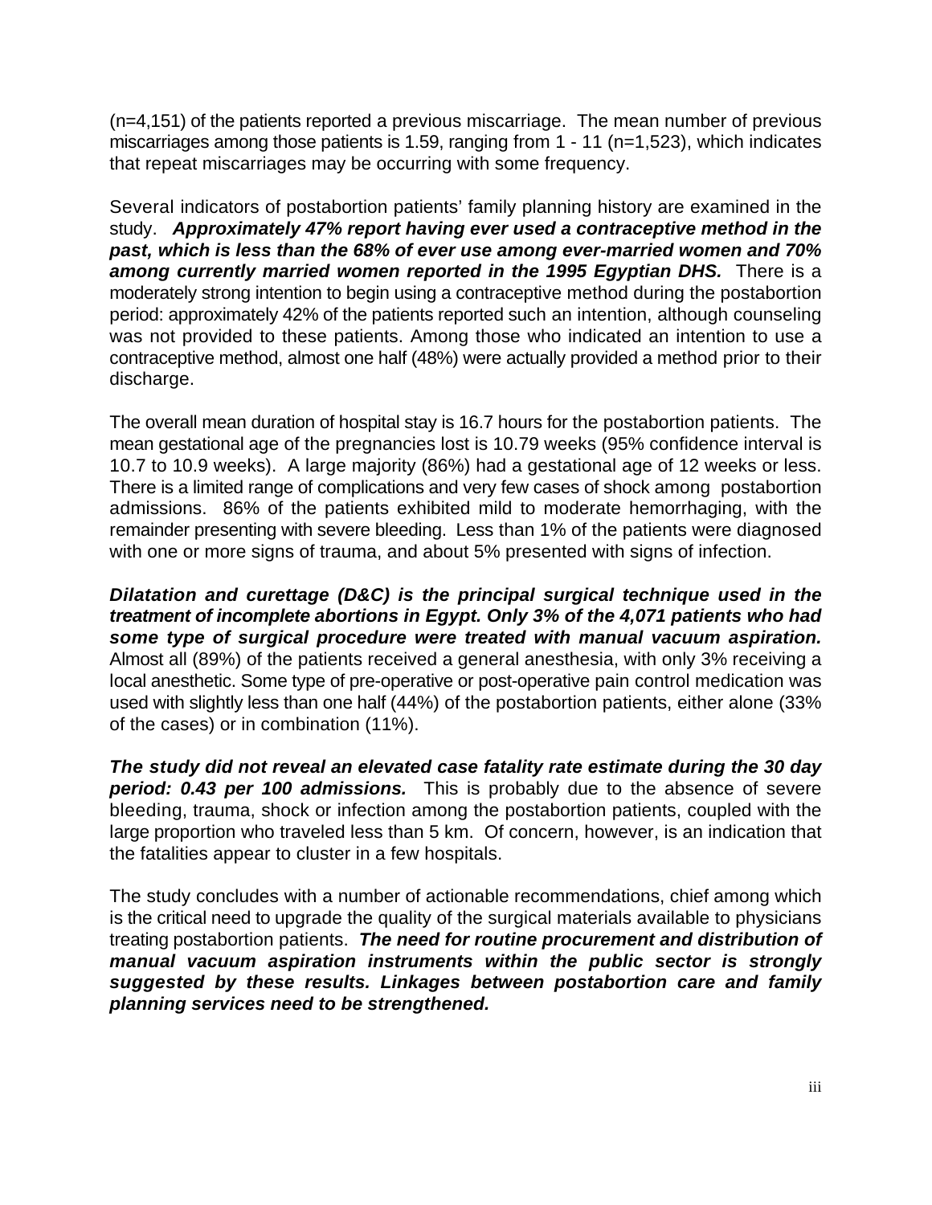(n=4,151) of the patients reported a previous miscarriage. The mean number of previous miscarriages among those patients is 1.59, ranging from 1 - 11 (n=1,523), which indicates that repeat miscarriages may be occurring with some frequency.

Several indicators of postabortion patients' family planning history are examined in the study. ***Approximately 47% report having ever used a contraceptive method in the past, which is less than the 68% of ever use among ever-married women and 70% among currently married women reported in the 1995 Egyptian DHS.*** There is a moderately strong intention to begin using a contraceptive method during the postabortion period: approximately 42% of the patients reported such an intention, although counseling was not provided to these patients. Among those who indicated an intention to use a contraceptive method, almost one half (48%) were actually provided a method prior to their discharge.

The overall mean duration of hospital stay is 16.7 hours for the postabortion patients. The mean gestational age of the pregnancies lost is 10.79 weeks (95% confidence interval is 10.7 to 10.9 weeks). A large majority (86%) had a gestational age of 12 weeks or less. There is a limited range of complications and very few cases of shock among postabortion admissions. 86% of the patients exhibited mild to moderate hemorrhaging, with the remainder presenting with severe bleeding. Less than 1% of the patients were diagnosed with one or more signs of trauma, and about 5% presented with signs of infection.

***Dilatation and curettage (D&C) is the principal surgical technique used in the treatment of incomplete abortions in Egypt. Only 3% of the 4,071 patients who had some type of surgical procedure were treated with manual vacuum aspiration.*** Almost all (89%) of the patients received a general anesthesia, with only 3% receiving a local anesthetic. Some type of pre-operative or post-operative pain control medication was used with slightly less than one half (44%) of the postabortion patients, either alone (33% of the cases) or in combination (11%).

***The study did not reveal an elevated case fatality rate estimate during the 30 day period: 0.43 per 100 admissions.*** This is probably due to the absence of severe bleeding, trauma, shock or infection among the postabortion patients, coupled with the large proportion who traveled less than 5 km. Of concern, however, is an indication that the fatalities appear to cluster in a few hospitals.

The study concludes with a number of actionable recommendations, chief among which is the critical need to upgrade the quality of the surgical materials available to physicians treating postabortion patients. ***The need for routine procurement and distribution of manual vacuum aspiration instruments within the public sector is strongly suggested by these results. Linkages between postabortion care and family planning services need to be strengthened.***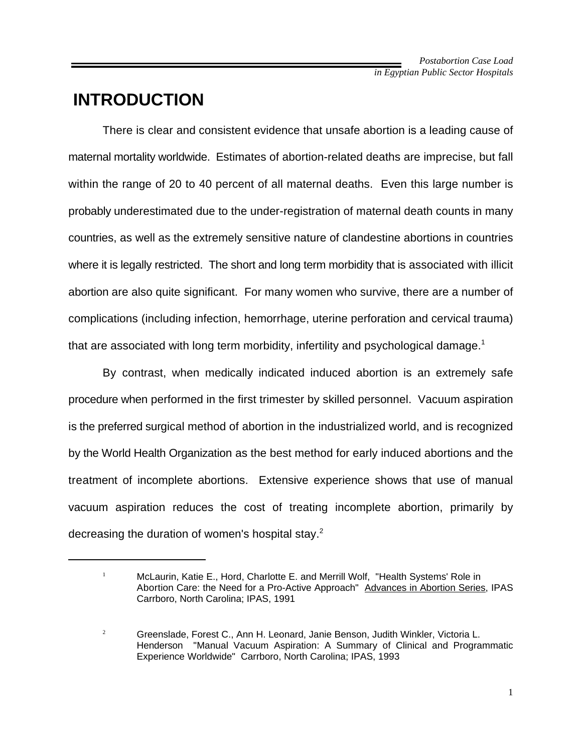# INTRODUCTION

There is clear and consistent evidence that unsafe abortion is a leading cause of maternal mortality worldwide. Estimates of abortion-related deaths are imprecise, but fall within the range of 20 to 40 percent of all maternal deaths. Even this large number is probably underestimated due to the under-registration of maternal death counts in many countries, as well as the extremely sensitive nature of clandestine abortions in countries where it is legally restricted. The short and long term morbidity that is associated with illicit abortion are also quite significant. For many women who survive, there are a number of complications (including infection, hemorrhage, uterine perforation and cervical trauma) that are associated with long term morbidity, infertility and psychological damage.[1]

By contrast, when medically indicated induced abortion is an extremely safe procedure when performed in the first trimester by skilled personnel. Vacuum aspiration is the preferred surgical method of abortion in the industrialized world, and is recognized by the World Health Organization as the best method for early induced abortions and the treatment of incomplete abortions. Extensive experience shows that use of manual vacuum aspiration reduces the cost of treating incomplete abortion, primarily by decreasing the duration of women's hospital stay.[2]

---

[1] McLaurin, Katie E., Hord, Charlotte E. and Merrill Wolf, "Health Systems' Role in Abortion Care: the Need for a Pro-Active Approach" Advances in Abortion Series, IPAS Carrboro, North Carolina; IPAS, 1991

[2] Greenslade, Forest C., Ann H. Leonard, Janie Benson, Judith Winkler, Victoria L. Henderson "Manual Vacuum Aspiration: A Summary of Clinical and Programmatic Experience Worldwide" Carrboro, North Carolina; IPAS, 1993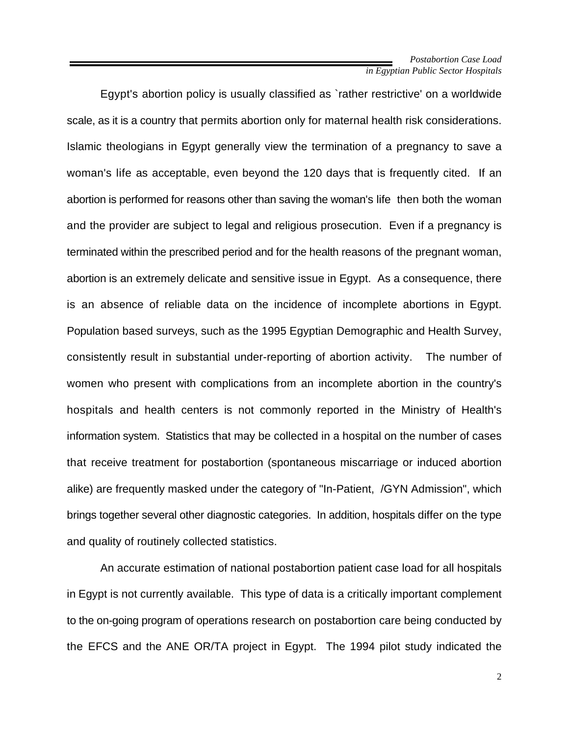Egypt's abortion policy is usually classified as `rather restrictive' on a worldwide scale, as it is a country that permits abortion only for maternal health risk considerations. Islamic theologians in Egypt generally view the termination of a pregnancy to save a woman's life as acceptable, even beyond the 120 days that is frequently cited. If an abortion is performed for reasons other than saving the woman's life then both the woman and the provider are subject to legal and religious prosecution. Even if a pregnancy is terminated within the prescribed period and for the health reasons of the pregnant woman, abortion is an extremely delicate and sensitive issue in Egypt. As a consequence, there is an absence of reliable data on the incidence of incomplete abortions in Egypt. Population based surveys, such as the 1995 Egyptian Demographic and Health Survey, consistently result in substantial under-reporting of abortion activity. The number of women who present with complications from an incomplete abortion in the country's hospitals and health centers is not commonly reported in the Ministry of Health's information system. Statistics that may be collected in a hospital on the number of cases that receive treatment for postabortion (spontaneous miscarriage or induced abortion alike) are frequently masked under the category of "In-Patient, /GYN Admission", which brings together several other diagnostic categories. In addition, hospitals differ on the type and quality of routinely collected statistics.

An accurate estimation of national postabortion patient case load for all hospitals in Egypt is not currently available. This type of data is a critically important complement to the on-going program of operations research on postabortion care being conducted by the EFCS and the ANE OR/TA project in Egypt. The 1994 pilot study indicated the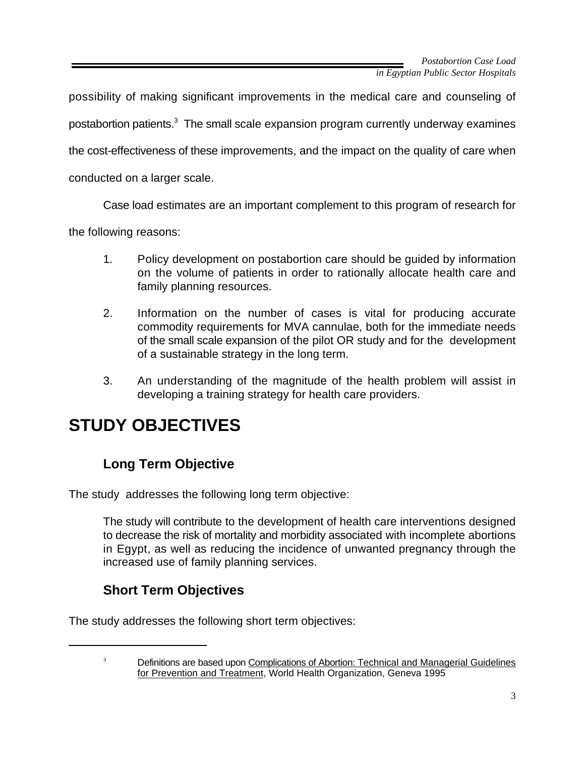possibility of making significant improvements in the medical care and counseling of postabortion patients.[3] The small scale expansion program currently underway examines the cost-effectiveness of these improvements, and the impact on the quality of care when conducted on a larger scale.

Case load estimates are an important complement to this program of research for the following reasons:

1. Policy development on postabortion care should be guided by information on the volume of patients in order to rationally allocate health care and family planning resources.

2. Information on the number of cases is vital for producing accurate commodity requirements for MVA cannulae, both for the immediate needs of the small scale expansion of the pilot OR study and for the development of a sustainable strategy in the long term.

3. An understanding of the magnitude of the health problem will assist in developing a training strategy for health care providers.

# STUDY OBJECTIVES

## Long Term Objective

The study addresses the following long term objective:

> The study will contribute to the development of health care interventions designed to decrease the risk of mortality and morbidity associated with incomplete abortions in Egypt, as well as reducing the incidence of unwanted pregnancy through the increased use of family planning services.

## Short Term Objectives

The study addresses the following short term objectives:

---

[3] Definitions are based upon Complications of Abortion: Technical and Managerial Guidelines for Prevention and Treatment, World Health Organization, Geneva 1995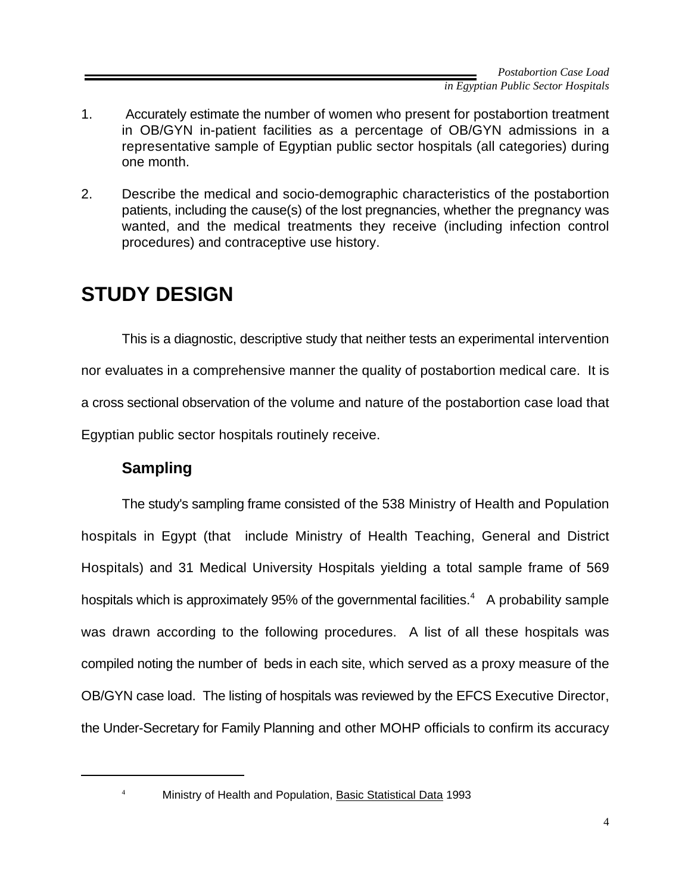1. Accurately estimate the number of women who present for postabortion treatment in OB/GYN in-patient facilities as a percentage of OB/GYN admissions in a representative sample of Egyptian public sector hospitals (all categories) during one month.

2. Describe the medical and socio-demographic characteristics of the postabortion patients, including the cause(s) of the lost pregnancies, whether the pregnancy was wanted, and the medical treatments they receive (including infection control procedures) and contraceptive use history.

# STUDY DESIGN

This is a diagnostic, descriptive study that neither tests an experimental intervention nor evaluates in a comprehensive manner the quality of postabortion medical care. It is a cross sectional observation of the volume and nature of the postabortion case load that Egyptian public sector hospitals routinely receive.

## Sampling

The study's sampling frame consisted of the 538 Ministry of Health and Population hospitals in Egypt (that include Ministry of Health Teaching, General and District Hospitals) and 31 Medical University Hospitals yielding a total sample frame of 569 hospitals which is approximately 95% of the governmental facilities.[4] A probability sample was drawn according to the following procedures. A list of all these hospitals was compiled noting the number of beds in each site, which served as a proxy measure of the OB/GYN case load. The listing of hospitals was reviewed by the EFCS Executive Director, the Under-Secretary for Family Planning and other MOHP officials to confirm its accuracy

[4] Ministry of Health and Population, Basic Statistical Data 1993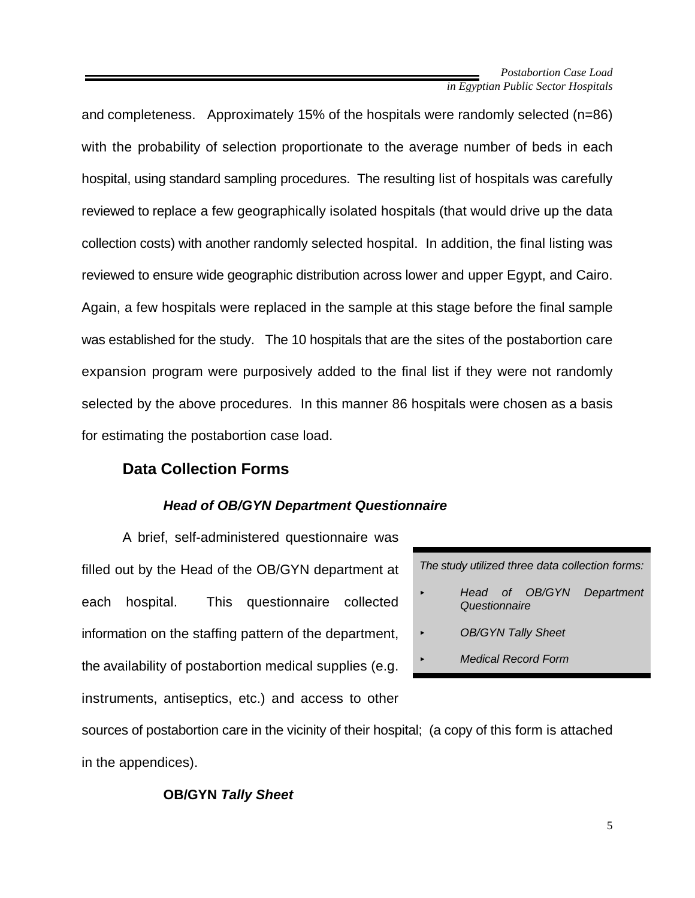and completeness. Approximately 15% of the hospitals were randomly selected (n=86) with the probability of selection proportionate to the average number of beds in each hospital, using standard sampling procedures. The resulting list of hospitals was carefully reviewed to replace a few geographically isolated hospitals (that would drive up the data collection costs) with another randomly selected hospital. In addition, the final listing was reviewed to ensure wide geographic distribution across lower and upper Egypt, and Cairo. Again, a few hospitals were replaced in the sample at this stage before the final sample was established for the study. The 10 hospitals that are the sites of the postabortion care expansion program were purposively added to the final list if they were not randomly selected by the above procedures. In this manner 86 hospitals were chosen as a basis for estimating the postabortion case load.

## Data Collection Forms

### *Head of OB/GYN Department Questionnaire*

A brief, self-administered questionnaire was filled out by the Head of the OB/GYN department at each hospital. This questionnaire collected information on the staffing pattern of the department, the availability of postabortion medical supplies (e.g. instruments, antiseptics, etc.) and access to other sources of postabortion care in the vicinity of their hospital; (a copy of this form is attached in the appendices).

> *The study utilized three data collection forms:*
>
> - *Head of OB/GYN Department Questionnaire*
> - *OB/GYN Tally Sheet*
> - *Medical Record Form*

### **OB/GYN** *Tally Sheet*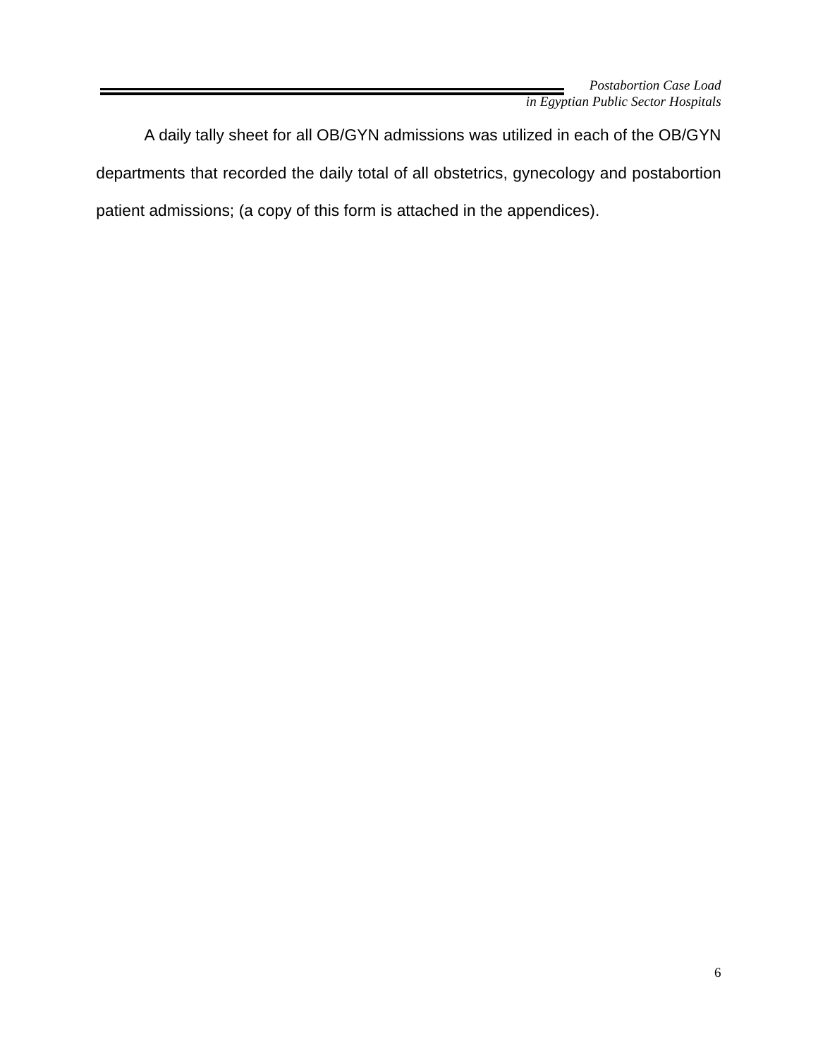A daily tally sheet for all OB/GYN admissions was utilized in each of the OB/GYN departments that recorded the daily total of all obstetrics, gynecology and postabortion patient admissions; (a copy of this form is attached in the appendices).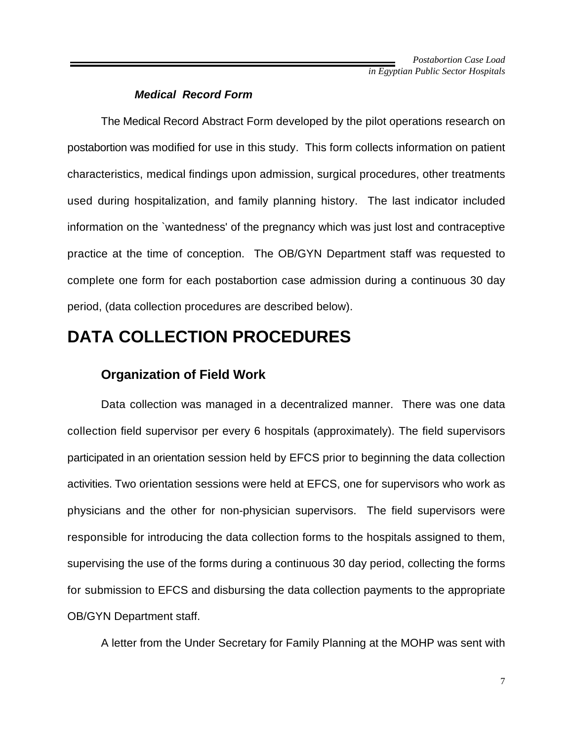### *Medical Record Form*

The Medical Record Abstract Form developed by the pilot operations research on postabortion was modified for use in this study. This form collects information on patient characteristics, medical findings upon admission, surgical procedures, other treatments used during hospitalization, and family planning history. The last indicator included information on the `wantedness' of the pregnancy which was just lost and contraceptive practice at the time of conception. The OB/GYN Department staff was requested to complete one form for each postabortion case admission during a continuous 30 day period, (data collection procedures are described below).

# DATA COLLECTION PROCEDURES

## Organization of Field Work

Data collection was managed in a decentralized manner. There was one data collection field supervisor per every 6 hospitals (approximately). The field supervisors participated in an orientation session held by EFCS prior to beginning the data collection activities. Two orientation sessions were held at EFCS, one for supervisors who work as physicians and the other for non-physician supervisors. The field supervisors were responsible for introducing the data collection forms to the hospitals assigned to them, supervising the use of the forms during a continuous 30 day period, collecting the forms for submission to EFCS and disbursing the data collection payments to the appropriate OB/GYN Department staff.

A letter from the Under Secretary for Family Planning at the MOHP was sent with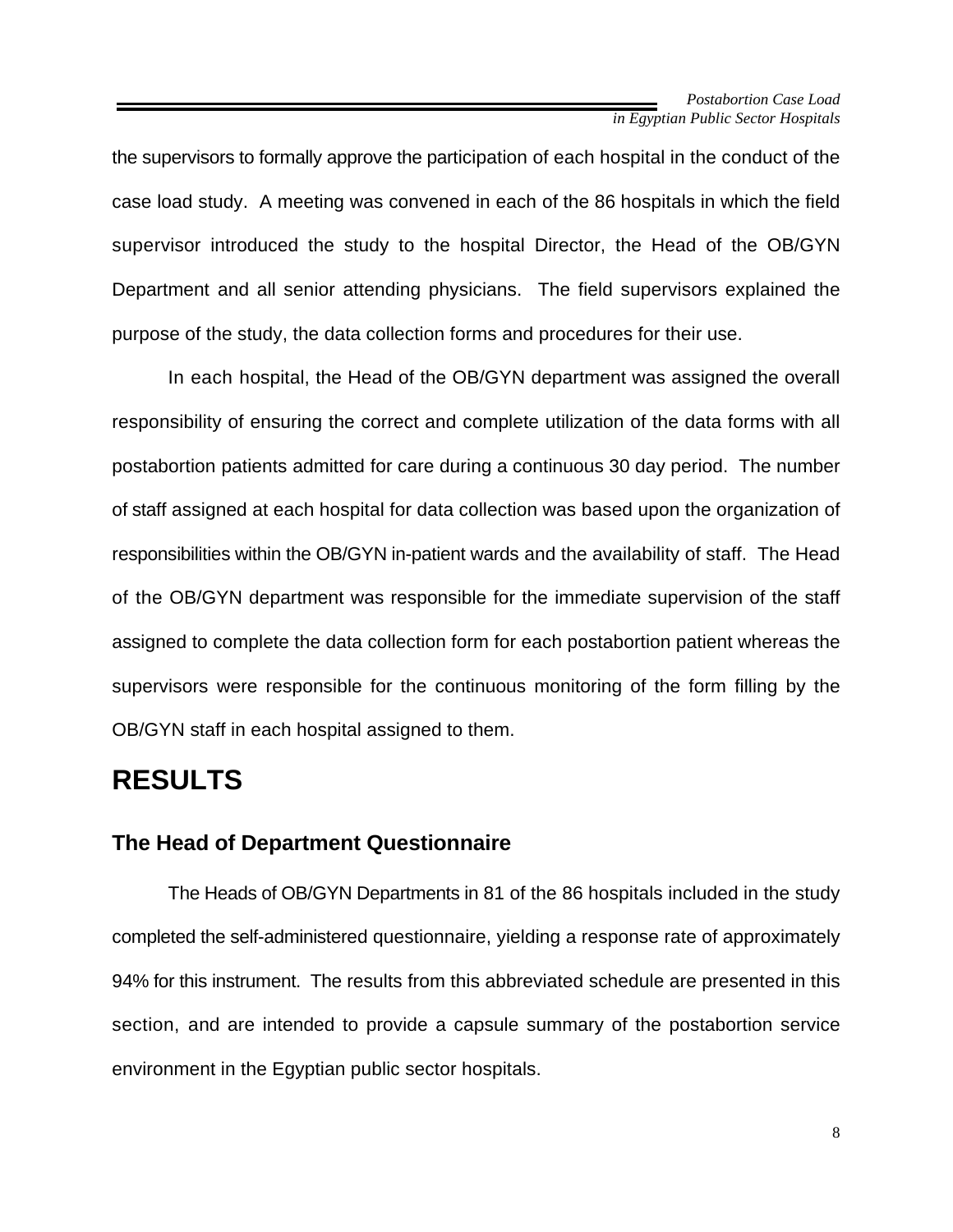the supervisors to formally approve the participation of each hospital in the conduct of the case load study. A meeting was convened in each of the 86 hospitals in which the field supervisor introduced the study to the hospital Director, the Head of the OB/GYN Department and all senior attending physicians. The field supervisors explained the purpose of the study, the data collection forms and procedures for their use.

In each hospital, the Head of the OB/GYN department was assigned the overall responsibility of ensuring the correct and complete utilization of the data forms with all postabortion patients admitted for care during a continuous 30 day period. The number of staff assigned at each hospital for data collection was based upon the organization of responsibilities within the OB/GYN in-patient wards and the availability of staff. The Head of the OB/GYN department was responsible for the immediate supervision of the staff assigned to complete the data collection form for each postabortion patient whereas the supervisors were responsible for the continuous monitoring of the form filling by the OB/GYN staff in each hospital assigned to them.

# RESULTS

## The Head of Department Questionnaire

The Heads of OB/GYN Departments in 81 of the 86 hospitals included in the study completed the self-administered questionnaire, yielding a response rate of approximately 94% for this instrument. The results from this abbreviated schedule are presented in this section, and are intended to provide a capsule summary of the postabortion service environment in the Egyptian public sector hospitals.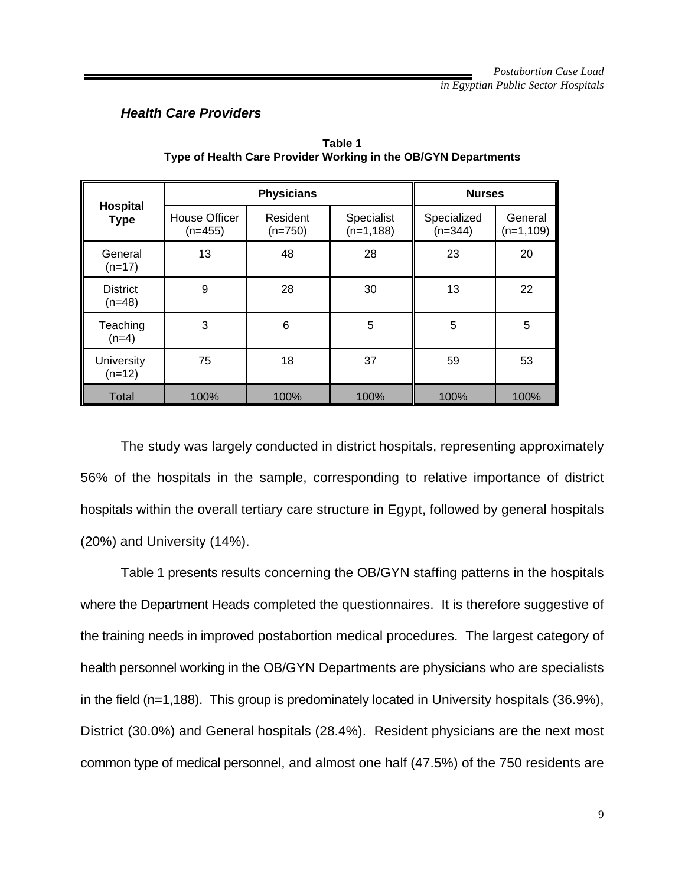### *Health Care Providers*

**Table 1**
**Type of Health Care Provider Working in the OB/GYN Departments**

| Hospital Type | Physicians | | | Nurses | |
|---|---|---|---|---|---|
| | House Officer (n=455) | Resident (n=750) | Specialist (n=1,188) | Specialized (n=344) | General (n=1,109) |
| General (n=17) | 13 | 48 | 28 | 23 | 20 |
| District (n=48) | 9 | 28 | 30 | 13 | 22 |
| Teaching (n=4) | 3 | 6 | 5 | 5 | 5 |
| University (n=12) | 75 | 18 | 37 | 59 | 53 |
| Total | 100% | 100% | 100% | 100% | 100% |

The study was largely conducted in district hospitals, representing approximately 56% of the hospitals in the sample, corresponding to relative importance of district hospitals within the overall tertiary care structure in Egypt, followed by general hospitals (20%) and University (14%).

Table 1 presents results concerning the OB/GYN staffing patterns in the hospitals where the Department Heads completed the questionnaires. It is therefore suggestive of the training needs in improved postabortion medical procedures. The largest category of health personnel working in the OB/GYN Departments are physicians who are specialists in the field (n=1,188). This group is predominately located in University hospitals (36.9%), District (30.0%) and General hospitals (28.4%). Resident physicians are the next most common type of medical personnel, and almost one half (47.5%) of the 750 residents are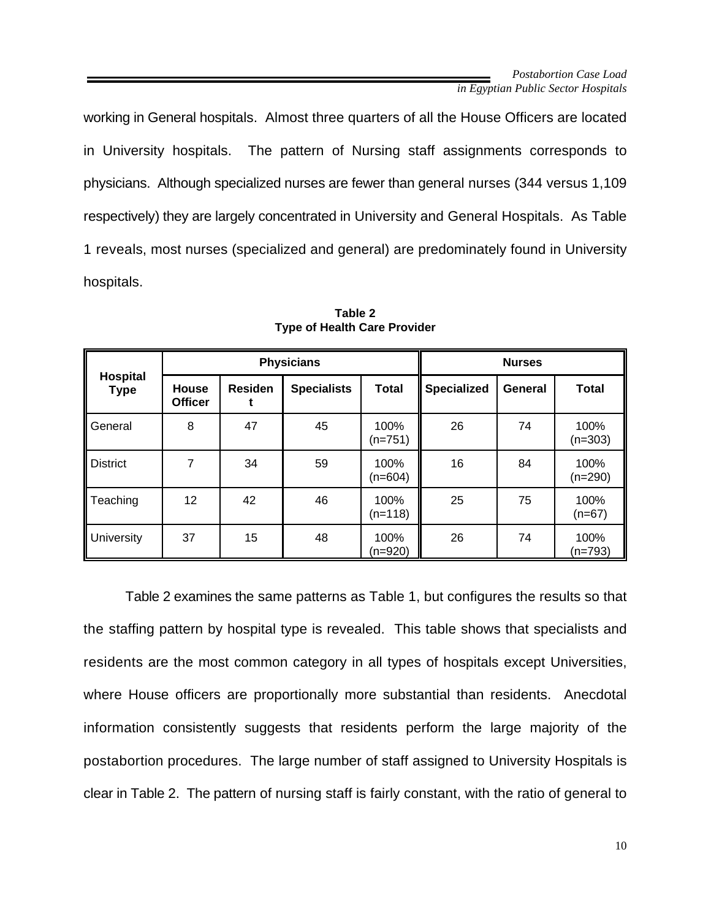working in General hospitals. Almost three quarters of all the House Officers are located in University hospitals. The pattern of Nursing staff assignments corresponds to physicians. Although specialized nurses are fewer than general nurses (344 versus 1,109 respectively) they are largely concentrated in University and General Hospitals. As Table 1 reveals, most nurses (specialized and general) are predominately found in University hospitals.

**Table 2**
**Type of Health Care Provider**

| Hospital Type | Physicians | | | | Nurses | | |
|---|---|---|---|---|---|---|---|
| | House Officer | Resident | Specialists | Total | Specialized | General | Total |
| General | 8 | 47 | 45 | 100% (n=751) | 26 | 74 | 100% (n=303) |
| District | 7 | 34 | 59 | 100% (n=604) | 16 | 84 | 100% (n=290) |
| Teaching | 12 | 42 | 46 | 100% (n=118) | 25 | 75 | 100% (n=67) |
| University | 37 | 15 | 48 | 100% (n=920) | 26 | 74 | 100% (n=793) |

Table 2 examines the same patterns as Table 1, but configures the results so that the staffing pattern by hospital type is revealed. This table shows that specialists and residents are the most common category in all types of hospitals except Universities, where House officers are proportionally more substantial than residents. Anecdotal information consistently suggests that residents perform the large majority of the postabortion procedures. The large number of staff assigned to University Hospitals is clear in Table 2. The pattern of nursing staff is fairly constant, with the ratio of general to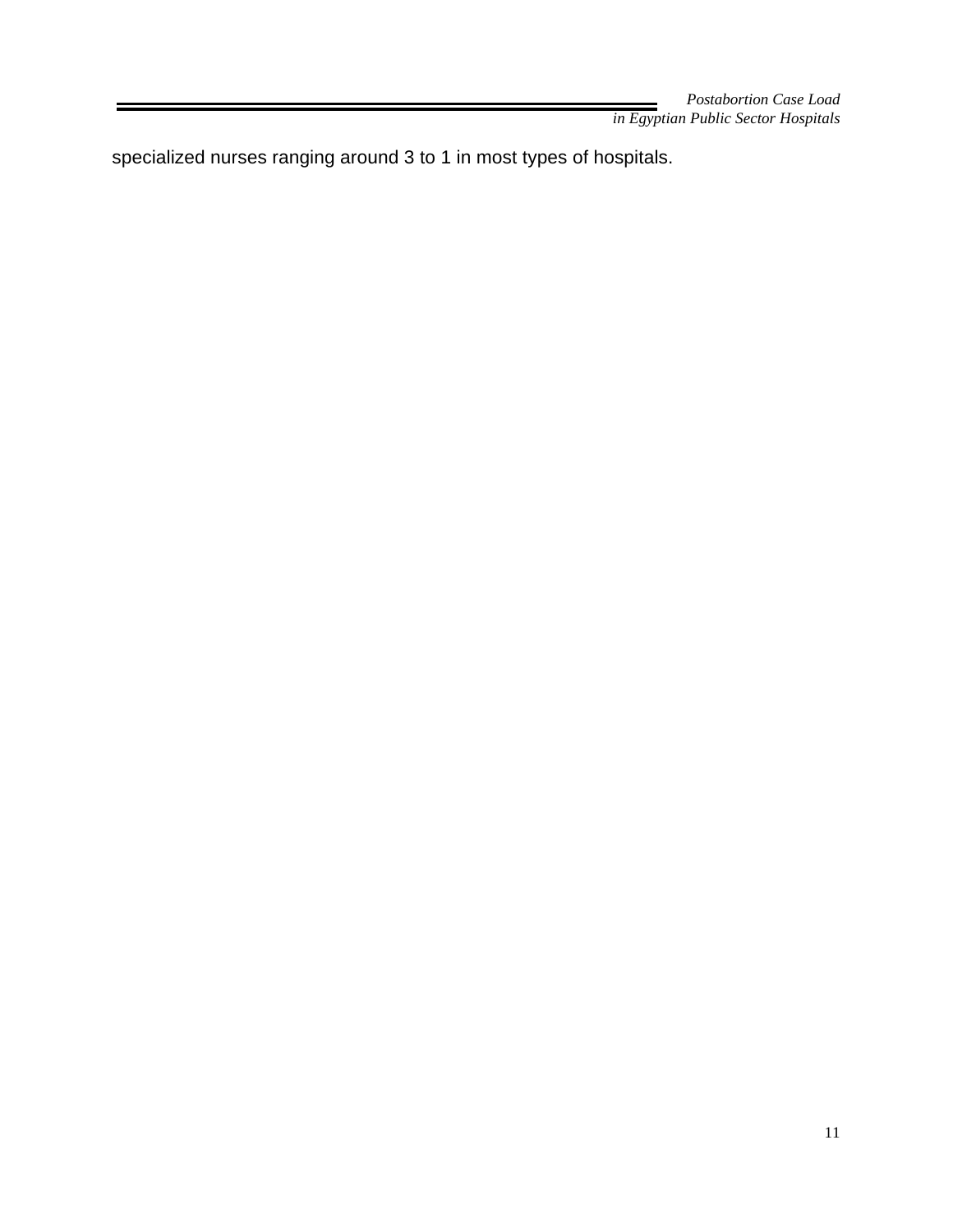specialized nurses ranging around 3 to 1 in most types of hospitals.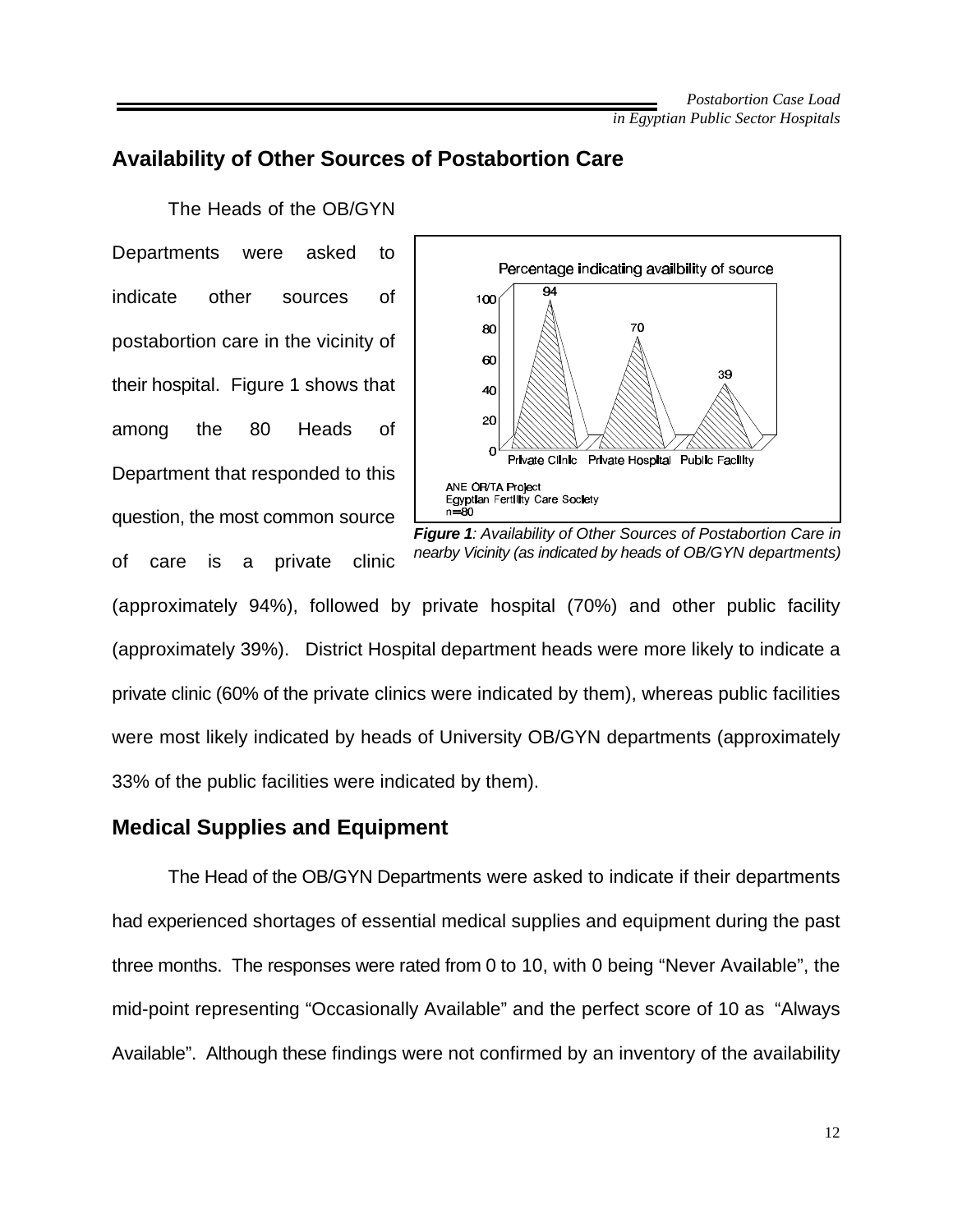## Availability of Other Sources of Postabortion Care

The Heads of the OB/GYN Departments were asked to indicate other sources of postabortion care in the vicinity of their hospital. Figure 1 shows that among the 80 Heads of Department that responded to this question, the most common source of care is a private clinic (approximately 94%), followed by private hospital (70%) and other public facility (approximately 39%). District Hospital department heads were more likely to indicate a private clinic (60% of the private clinics were indicated by them), whereas public facilities were most likely indicated by heads of University OB/GYN departments (approximately 33% of the public facilities were indicated by them).

Percentage indicating availbility of source

| Source | Percentage |
|---|---|
| Private Clinic | 94 |
| Private Hospital | 70 |
| Public Facility | 39 |

ANE OR/TA Project
Egyptian Fertility Care Society
n=80

***Figure 1****: Availability of Other Sources of Postabortion Care in nearby Vicinity (as indicated by heads of OB/GYN departments)*

## Medical Supplies and Equipment

The Head of the OB/GYN Departments were asked to indicate if their departments had experienced shortages of essential medical supplies and equipment during the past three months. The responses were rated from 0 to 10, with 0 being "Never Available", the mid-point representing "Occasionally Available" and the perfect score of 10 as "Always Available". Although these findings were not confirmed by an inventory of the availability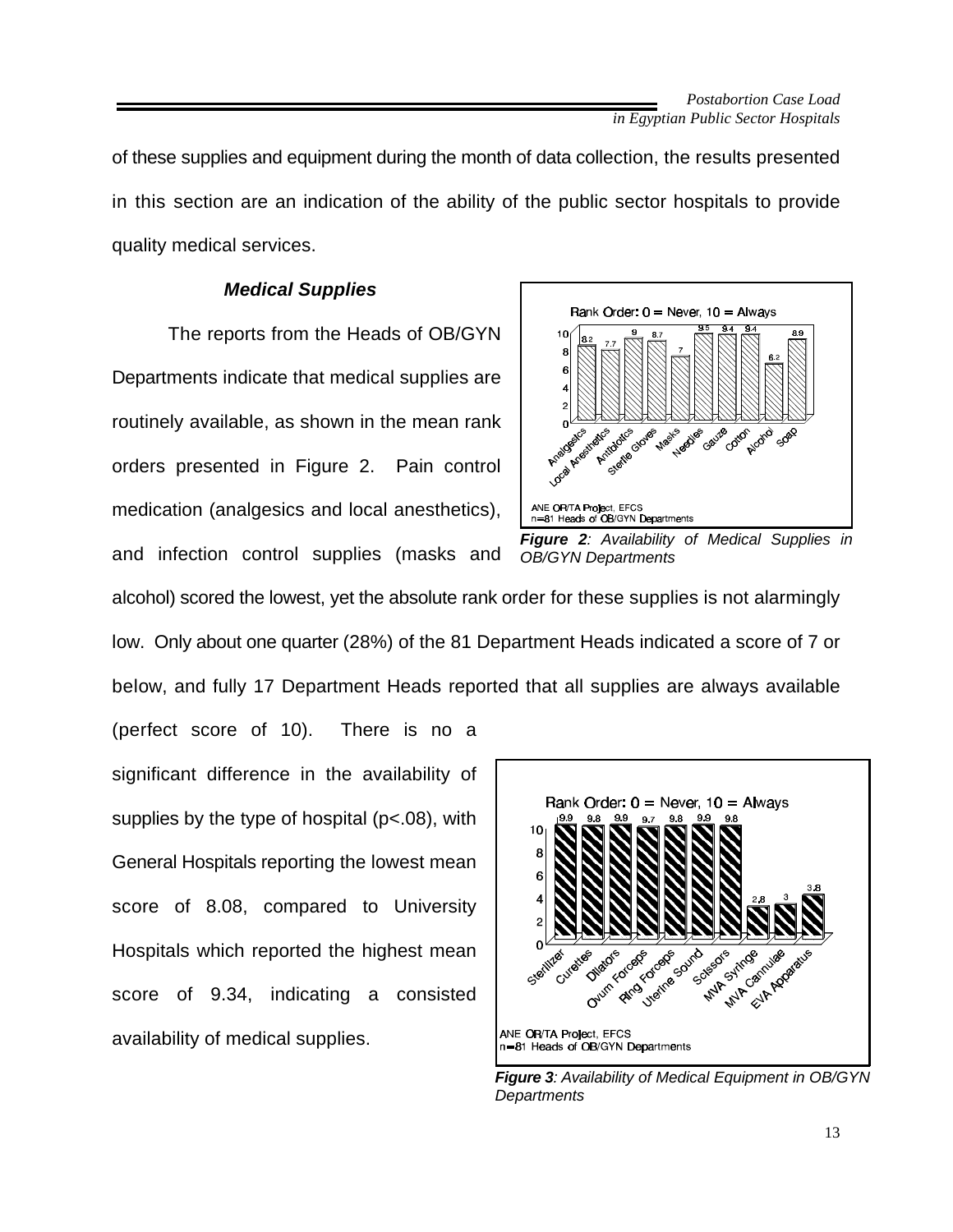of these supplies and equipment during the month of data collection, the results presented in this section are an indication of the ability of the public sector hospitals to provide quality medical services.

### *Medical Supplies*

The reports from the Heads of OB/GYN Departments indicate that medical supplies are routinely available, as shown in the mean rank orders presented in Figure 2. Pain control medication (analgesics and local anesthetics), and infection control supplies (masks and alcohol) scored the lowest, yet the absolute rank order for these supplies is not alarmingly low. Only about one quarter (28%) of the 81 Department Heads indicated a score of 7 or below, and fully 17 Department Heads reported that all supplies are always available (perfect score of 10). There is no a significant difference in the availability of supplies by the type of hospital ($p<.08$), with General Hospitals reporting the lowest mean score of 8.08, compared to University Hospitals which reported the highest mean score of 9.34, indicating a consisted availability of medical supplies.

Rank Order: 0 = Never, 10 = Always

| Analgesics | Local Anesthetics | Antibiotics | Sterile Gloves | Masks | Needles | Gauze | Cotton | Alcohol | Soap |
|---|---|---|---|---|---|---|---|---|---|
| 8.2 | 7.7 | 9 | 8.7 | 7 | 9.5 | 9.4 | 9.4 | 6.2 | 8.9 |

ANE OR/TA Project, EFCS
n=81 Heads of OB/GYN Departments

***Figure 2**: Availability of Medical Supplies in OB/GYN Departments*

Rank Order: 0 = Never, 10 = Always

| Sterilizer | Curettes | Dilators | Ovum Forceps | Ring Forceps | Uterine Sound | Scissors | MVA Syringe | MVA Cannulae | EVA Apparatus |
|---|---|---|---|---|---|---|---|---|---|
| 9.9 | 9.8 | 9.9 | 9.7 | 9.8 | 9.9 | 9.8 | 2.8 | 3 | 3.8 |

ANE OR/TA Project, EFCS
n=81 Heads of OB/GYN Departments

***Figure 3**: Availability of Medical Equipment in OB/GYN Departments*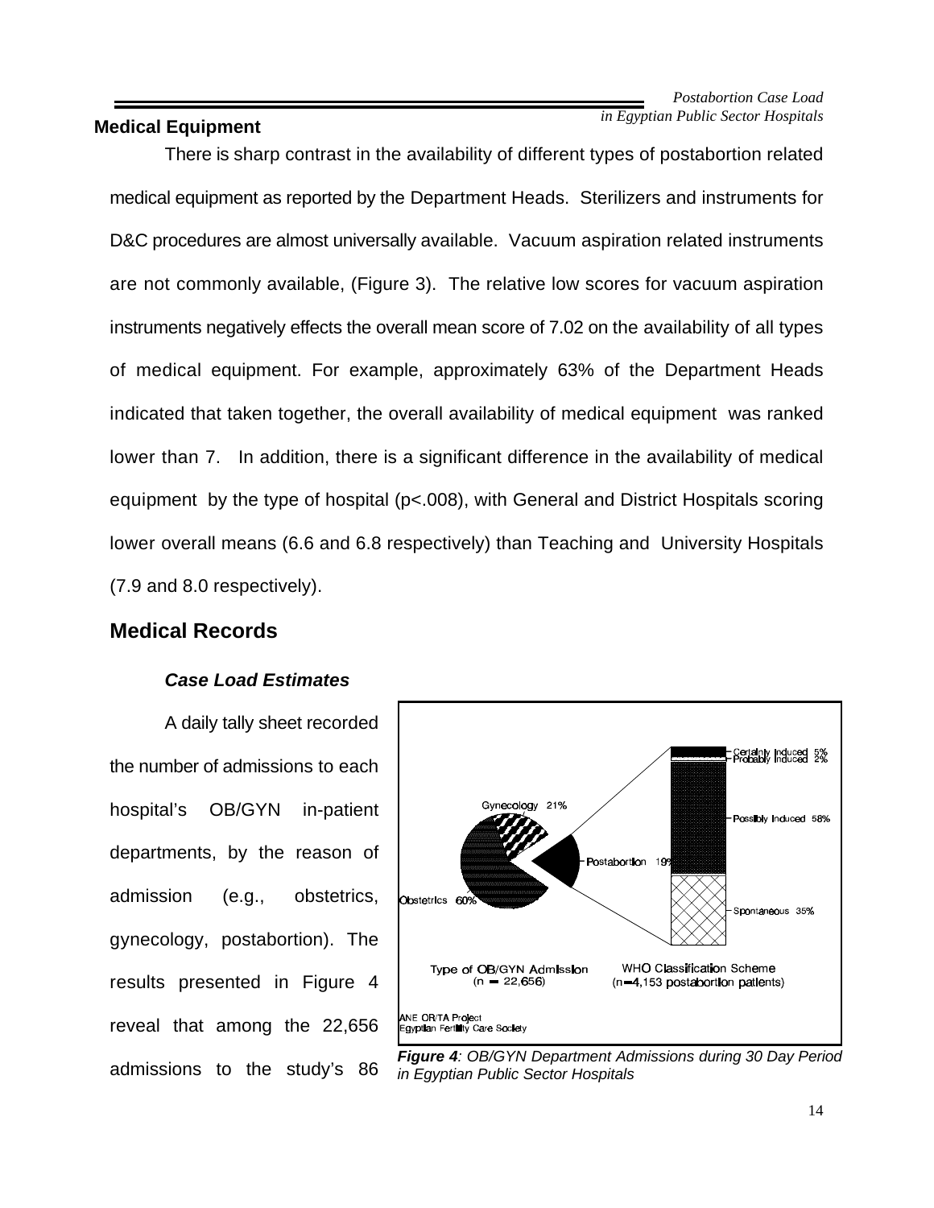### Medical Equipment

There is sharp contrast in the availability of different types of postabortion related medical equipment as reported by the Department Heads. Sterilizers and instruments for D&C procedures are almost universally available. Vacuum aspiration related instruments are not commonly available, (Figure 3). The relative low scores for vacuum aspiration instruments negatively effects the overall mean score of 7.02 on the availability of all types of medical equipment. For example, approximately 63% of the Department Heads indicated that taken together, the overall availability of medical equipment was ranked lower than 7. In addition, there is a significant difference in the availability of medical equipment by the type of hospital ($p<.008$), with General and District Hospitals scoring lower overall means (6.6 and 6.8 respectively) than Teaching and University Hospitals (7.9 and 8.0 respectively).

## Medical Records

### *Case Load Estimates*

A daily tally sheet recorded the number of admissions to each hospital's OB/GYN in-patient departments, by the reason of admission (e.g., obstetrics, gynecology, postabortion). The results presented in Figure 4 reveal that among the 22,656 admissions to the study's 86

Type of OB/GYN Admission (n = 22,656): Obstetrics 60%, Gynecology 21%, Postabortion 19%

WHO Classification Scheme (n=4,153 postabortion patients): Certainly Induced 5%, Probably Induced 2%, Possibly Induced 58%, Spontaneous 35%

ANE OR/TA Project
Egyptian Fertility Care Society

***Figure 4**: OB/GYN Department Admissions during 30 Day Period in Egyptian Public Sector Hospitals*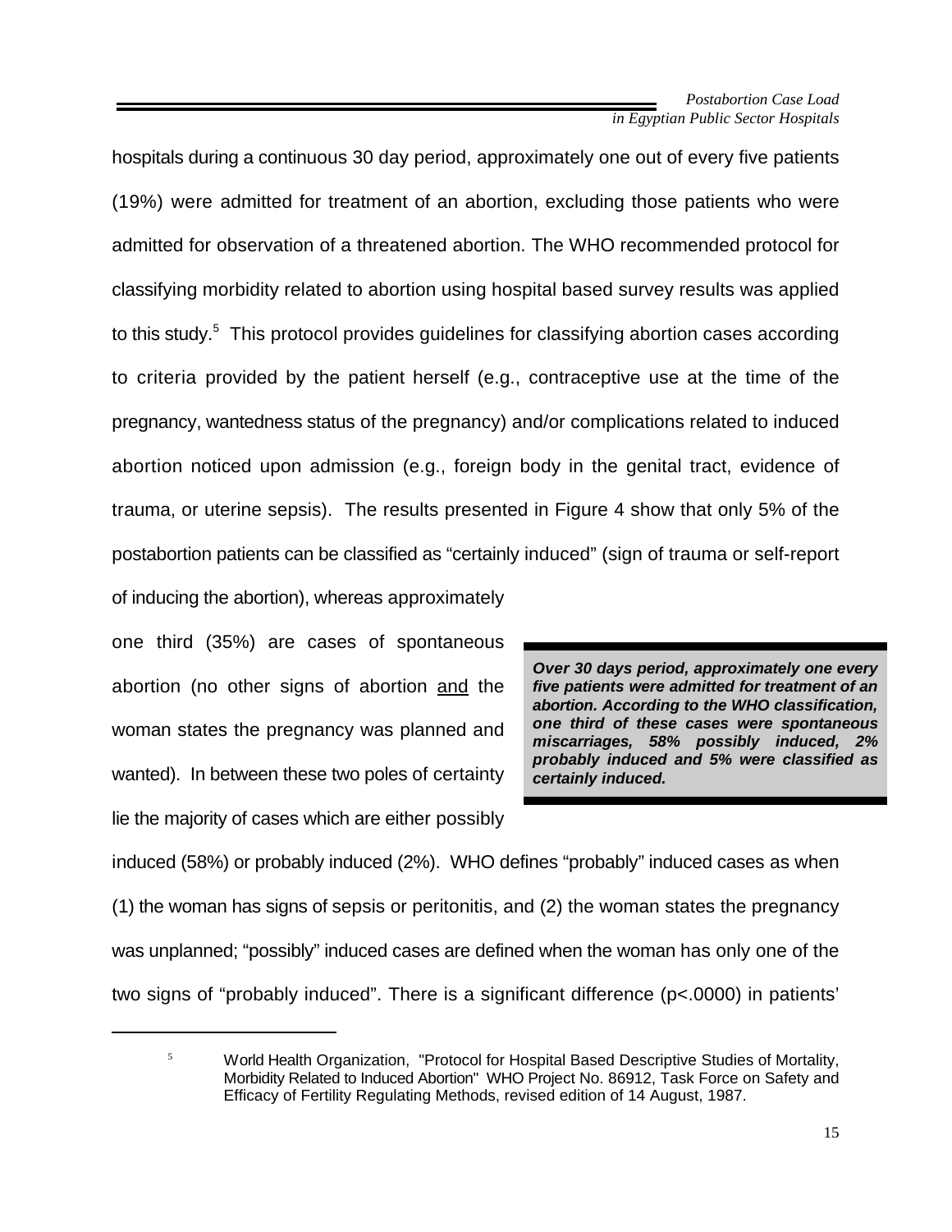hospitals during a continuous 30 day period, approximately one out of every five patients (19%) were admitted for treatment of an abortion, excluding those patients who were admitted for observation of a threatened abortion. The WHO recommended protocol for classifying morbidity related to abortion using hospital based survey results was applied to this study.[5] This protocol provides guidelines for classifying abortion cases according to criteria provided by the patient herself (e.g., contraceptive use at the time of the pregnancy, wantedness status of the pregnancy) and/or complications related to induced abortion noticed upon admission (e.g., foreign body in the genital tract, evidence of trauma, or uterine sepsis). The results presented in Figure 4 show that only 5% of the postabortion patients can be classified as "certainly induced" (sign of trauma or self-report of inducing the abortion), whereas approximately one third (35%) are cases of spontaneous abortion (no other signs of abortion and the woman states the pregnancy was planned and wanted). In between these two poles of certainty lie the majority of cases which are either possibly induced (58%) or probably induced (2%). WHO defines "probably" induced cases as when (1) the woman has signs of sepsis or peritonitis, and (2) the woman states the pregnancy was unplanned; "possibly" induced cases are defined when the woman has only one of the two signs of "probably induced". There is a significant difference ($p<.0000$) in patients'

> ***Over 30 days period, approximately one every five patients were admitted for treatment of an abortion. According to the WHO classification, one third of these cases were spontaneous miscarriages, 58% possibly induced, 2% probably induced and 5% were classified as certainly induced.***

[5] World Health Organization, "Protocol for Hospital Based Descriptive Studies of Mortality, Morbidity Related to Induced Abortion" WHO Project No. 86912, Task Force on Safety and Efficacy of Fertility Regulating Methods, revised edition of 14 August, 1987.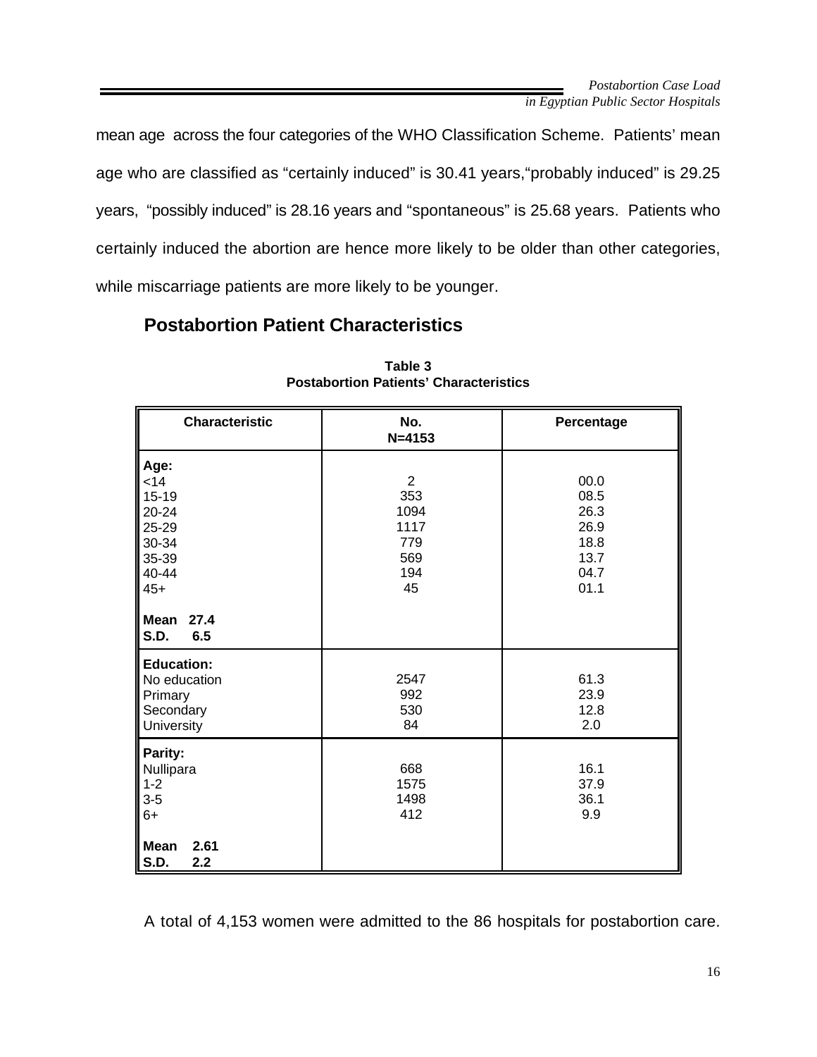mean age across the four categories of the WHO Classification Scheme. Patients' mean age who are classified as "certainly induced" is 30.41 years,"probably induced" is 29.25 years, "possibly induced" is 28.16 years and "spontaneous" is 25.68 years. Patients who certainly induced the abortion are hence more likely to be older than other categories, while miscarriage patients are more likely to be younger.

## Postabortion Patient Characteristics

**Table 3**
**Postabortion Patients' Characteristics**

| Characteristic | No. N=4153 | Percentage |
|---|---|---|
| **Age:** | | |
| <14 | 2 | 00.0 |
| 15-19 | 353 | 08.5 |
| 20-24 | 1094 | 26.3 |
| 25-29 | 1117 | 26.9 |
| 30-34 | 779 | 18.8 |
| 35-39 | 569 | 13.7 |
| 40-44 | 194 | 04.7 |
| 45+ | 45 | 01.1 |
| **Mean 27.4** | | |
| **S.D. 6.5** | | |
| **Education:** | | |
| No education | 2547 | 61.3 |
| Primary | 992 | 23.9 |
| Secondary | 530 | 12.8 |
| University | 84 | 2.0 |
| **Parity:** | | |
| Nullipara | 668 | 16.1 |
| 1-2 | 1575 | 37.9 |
| 3-5 | 1498 | 36.1 |
| 6+ | 412 | 9.9 |
| **Mean 2.61** | | |
| **S.D. 2.2** | | |

A total of 4,153 women were admitted to the 86 hospitals for postabortion care.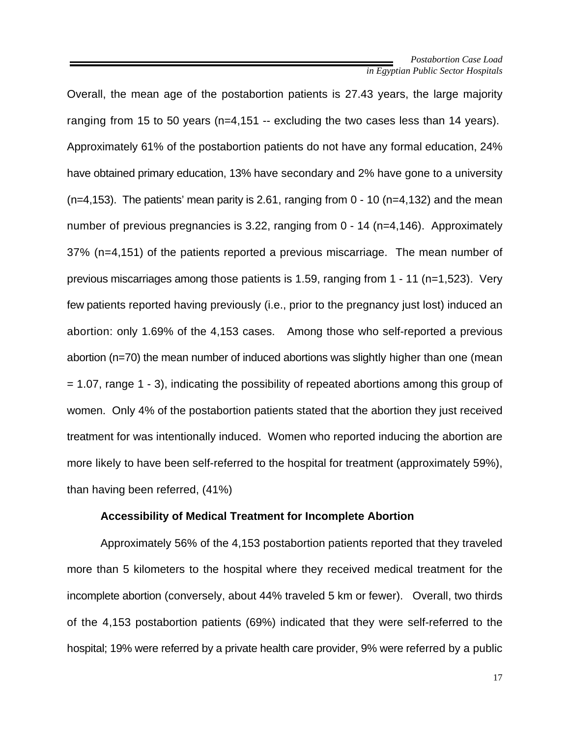Overall, the mean age of the postabortion patients is 27.43 years, the large majority ranging from 15 to 50 years (n=4,151 -- excluding the two cases less than 14 years). Approximately 61% of the postabortion patients do not have any formal education, 24% have obtained primary education, 13% have secondary and 2% have gone to a university (n=4,153). The patients' mean parity is 2.61, ranging from 0 - 10 (n=4,132) and the mean number of previous pregnancies is 3.22, ranging from 0 - 14 (n=4,146). Approximately 37% (n=4,151) of the patients reported a previous miscarriage. The mean number of previous miscarriages among those patients is 1.59, ranging from 1 - 11 (n=1,523). Very few patients reported having previously (i.e., prior to the pregnancy just lost) induced an abortion: only 1.69% of the 4,153 cases. Among those who self-reported a previous abortion (n=70) the mean number of induced abortions was slightly higher than one (mean = 1.07, range 1 - 3), indicating the possibility of repeated abortions among this group of women. Only 4% of the postabortion patients stated that the abortion they just received treatment for was intentionally induced. Women who reported inducing the abortion are more likely to have been self-referred to the hospital for treatment (approximately 59%), than having been referred, (41%)

### Accessibility of Medical Treatment for Incomplete Abortion

Approximately 56% of the 4,153 postabortion patients reported that they traveled more than 5 kilometers to the hospital where they received medical treatment for the incomplete abortion (conversely, about 44% traveled 5 km or fewer). Overall, two thirds of the 4,153 postabortion patients (69%) indicated that they were self-referred to the hospital; 19% were referred by a private health care provider, 9% were referred by a public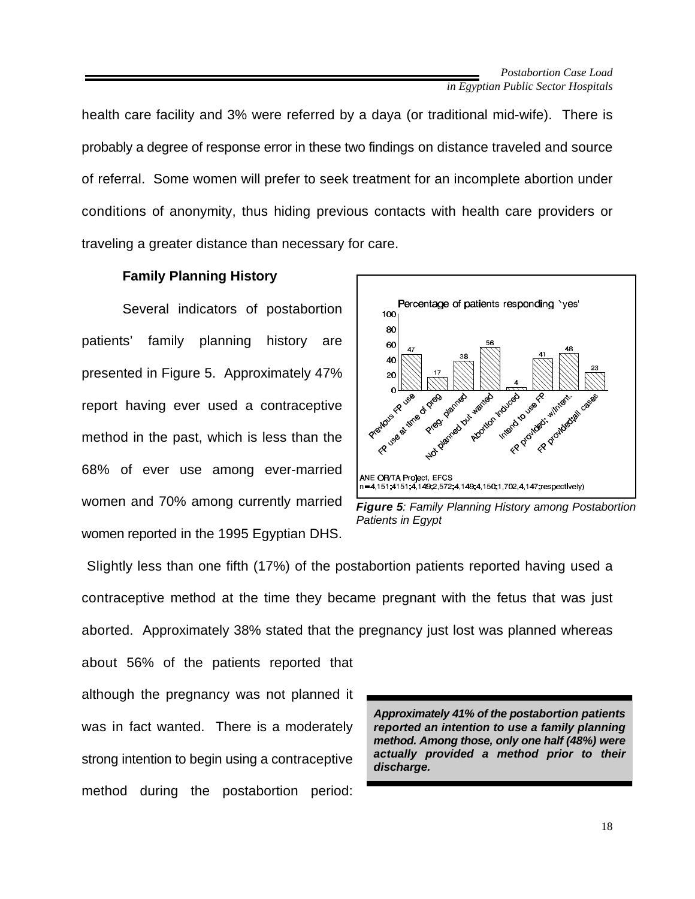health care facility and 3% were referred by a daya (or traditional mid-wife). There is probably a degree of response error in these two findings on distance traveled and source of referral. Some women will prefer to seek treatment for an incomplete abortion under conditions of anonymity, thus hiding previous contacts with health care providers or traveling a greater distance than necessary for care.

**Family Planning History**

Several indicators of postabortion patients' family planning history are presented in Figure 5. Approximately 47% report having ever used a contraceptive method in the past, which is less than the 68% of ever use among ever-married women and 70% among currently married women reported in the 1995 Egyptian DHS.

Percentage of patients responding `yes'

| Indicator | % |
|---|---|
| Previous FP use | 47 |
| FP use at time of preg | 17 |
| Preg. planned | 38 |
| Not planned but wanted | 56 |
| Abortion induced | 4 |
| Intend to use FP | 41 |
| FP provided; w/intent. | 48 |
| FP provided; all cases | 23 |

ANE OR/TA Project, EFCS
n = 4,151;4151;4,149;2,572;4,149;4,150;1,702,4,147;respectively)

***Figure 5**: Family Planning History among Postabortion Patients in Egypt*

Slightly less than one fifth (17%) of the postabortion patients reported having used a contraceptive method at the time they became pregnant with the fetus that was just aborted. Approximately 38% stated that the pregnancy just lost was planned whereas about 56% of the patients reported that although the pregnancy was not planned it was in fact wanted. There is a moderately strong intention to begin using a contraceptive method during the postabortion period:

***Approximately 41% of the postabortion patients reported an intention to use a family planning method. Among those, only one half (48%) were actually provided a method prior to their discharge.***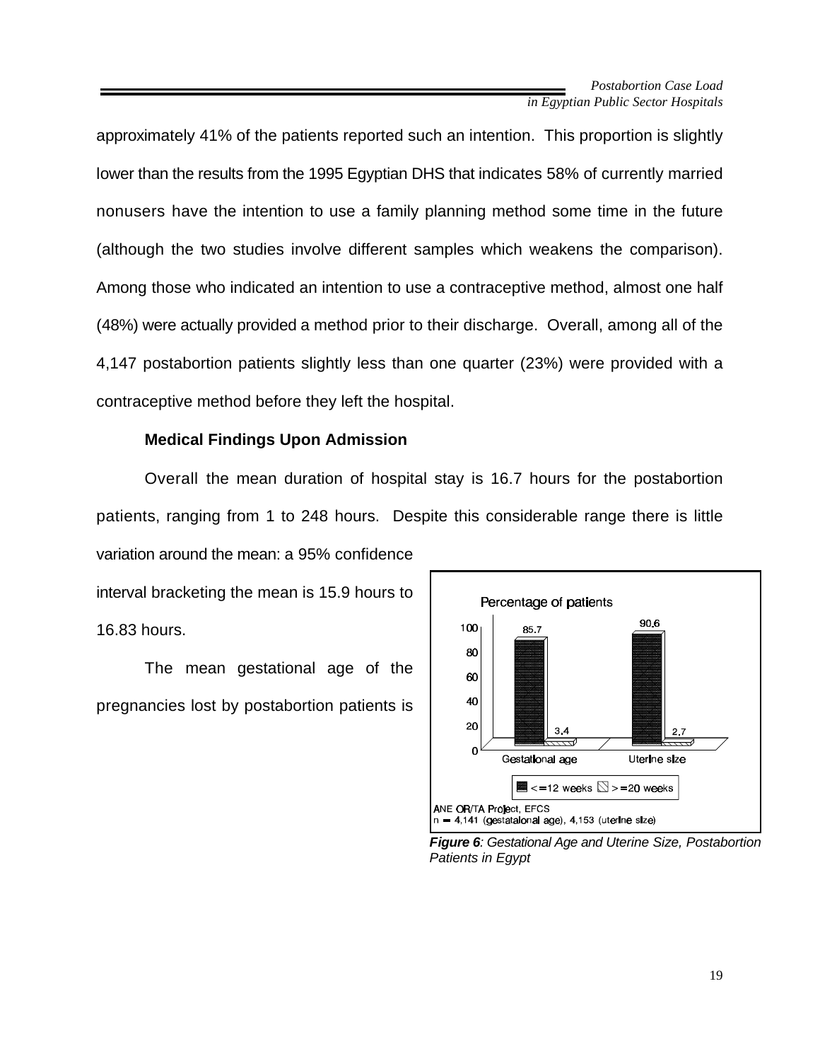approximately 41% of the patients reported such an intention. This proportion is slightly lower than the results from the 1995 Egyptian DHS that indicates 58% of currently married nonusers have the intention to use a family planning method some time in the future (although the two studies involve different samples which weakens the comparison). Among those who indicated an intention to use a contraceptive method, almost one half (48%) were actually provided a method prior to their discharge. Overall, among all of the 4,147 postabortion patients slightly less than one quarter (23%) were provided with a contraceptive method before they left the hospital.

**Medical Findings Upon Admission**

Overall the mean duration of hospital stay is 16.7 hours for the postabortion patients, ranging from 1 to 248 hours. Despite this considerable range there is little variation around the mean: a 95% confidence interval bracketing the mean is 15.9 hours to 16.83 hours.

The mean gestational age of the pregnancies lost by postabortion patients is

***Figure 6**: Gestational Age and Uterine Size, Postabortion Patients in Egypt*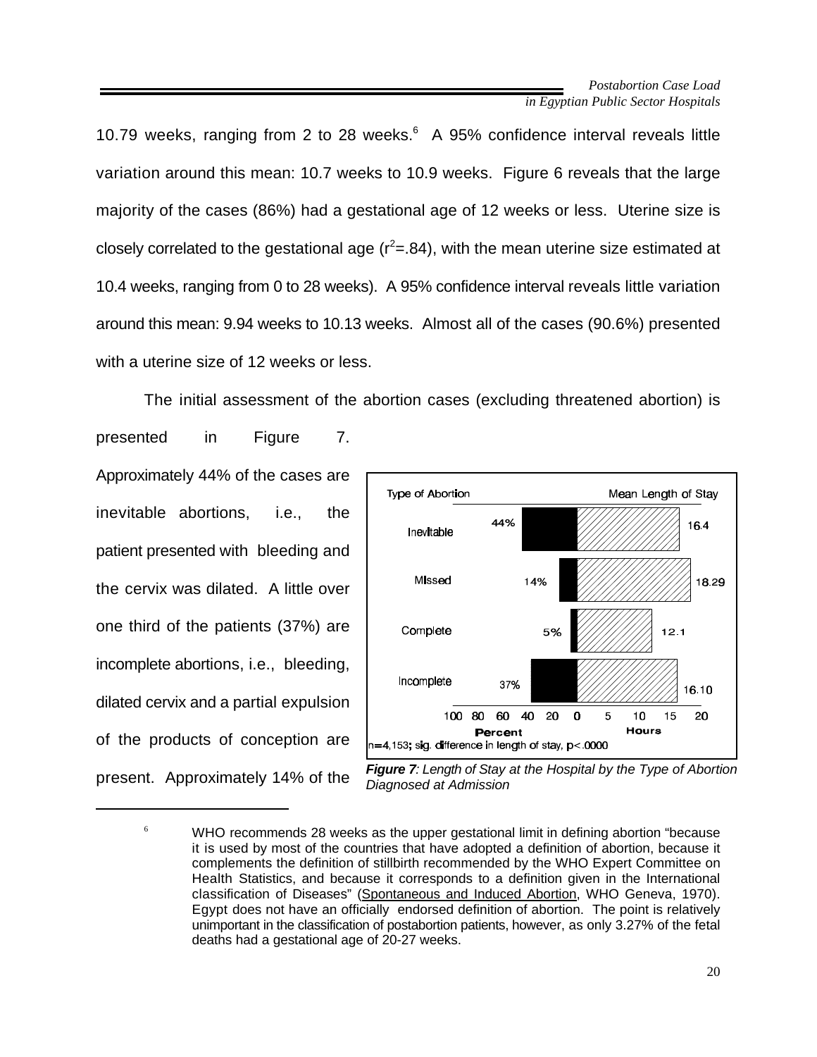10.79 weeks, ranging from 2 to 28 weeks.[6] A 95% confidence interval reveals little variation around this mean: 10.7 weeks to 10.9 weeks. Figure 6 reveals that the large majority of the cases (86%) had a gestational age of 12 weeks or less. Uterine size is closely correlated to the gestational age ($r^2$=.84), with the mean uterine size estimated at 10.4 weeks, ranging from 0 to 28 weeks). A 95% confidence interval reveals little variation around this mean: 9.94 weeks to 10.13 weeks. Almost all of the cases (90.6%) presented with a uterine size of 12 weeks or less.

The initial assessment of the abortion cases (excluding threatened abortion) is presented in Figure 7. Approximately 44% of the cases are inevitable abortions, i.e., the patient presented with bleeding and the cervix was dilated. A little over one third of the patients (37%) are incomplete abortions, i.e., bleeding, dilated cervix and a partial expulsion of the products of conception are present. Approximately 14% of the

| Type of Abortion | Percent | Mean Length of Stay (Hours) |
|---|---|---|
| Inevitable | 44% | 16.4 |
| Missed | 14% | 18.29 |
| Complete | 5% | 12.1 |
| Incomplete | 37% | 16.10 |

n=4,153; sig. difference in length of stay, p<.0000

***Figure 7**: Length of Stay at the Hospital by the Type of Abortion Diagnosed at Admission*

[6] WHO recommends 28 weeks as the upper gestational limit in defining abortion "because it is used by most of the countries that have adopted a definition of abortion, because it complements the definition of stillbirth recommended by the WHO Expert Committee on Health Statistics, and because it corresponds to a definition given in the International classification of Diseases" (Spontaneous and Induced Abortion, WHO Geneva, 1970). Egypt does not have an officially endorsed definition of abortion. The point is relatively unimportant in the classification of postabortion patients, however, as only 3.27% of the fetal deaths had a gestational age of 20-27 weeks.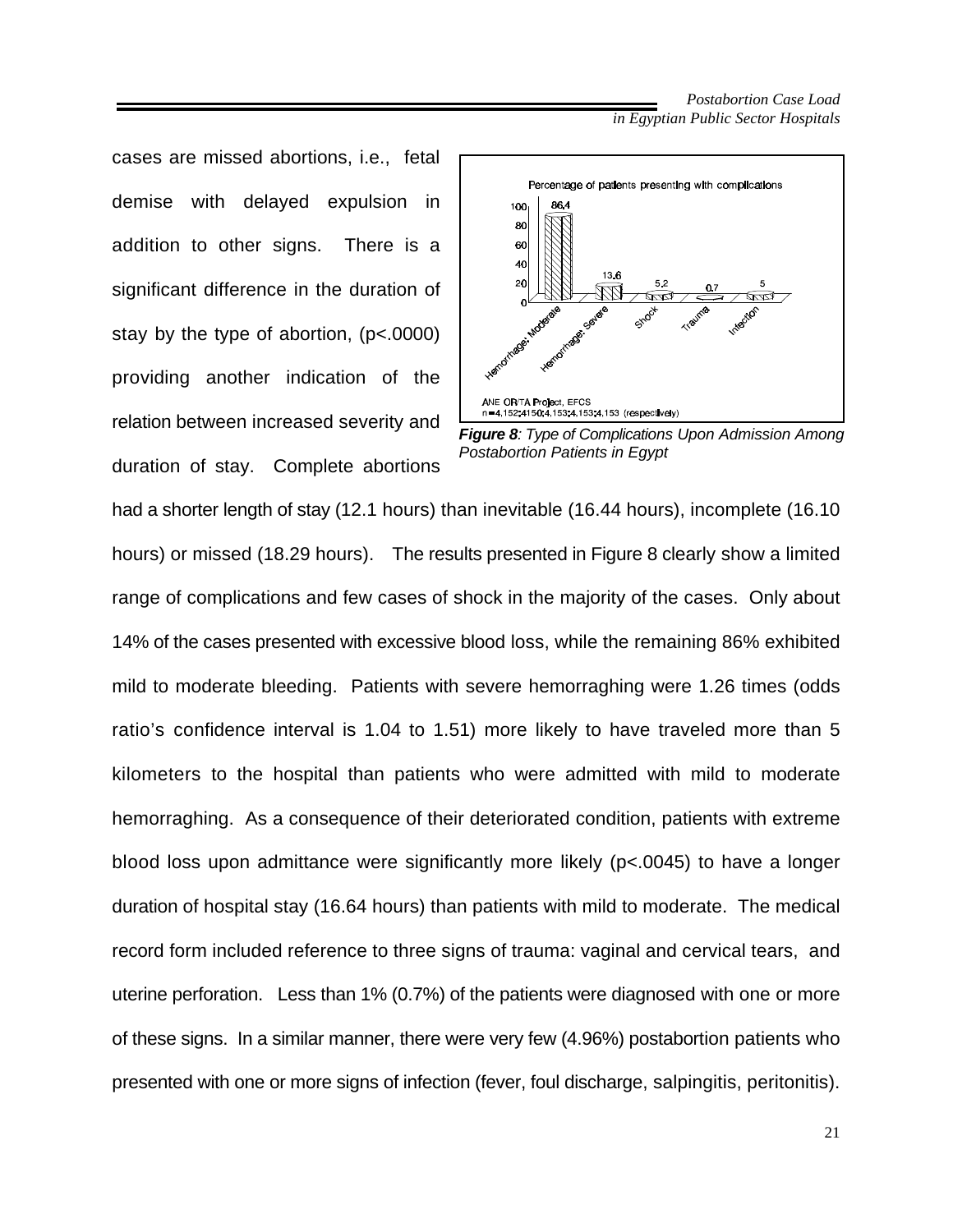cases are missed abortions, i.e., fetal demise with delayed expulsion in addition to other signs. There is a significant difference in the duration of stay by the type of abortion, (p<.0000) providing another indication of the relation between increased severity and duration of stay. Complete abortions had a shorter length of stay (12.1 hours) than inevitable (16.44 hours), incomplete (16.10 hours) or missed (18.29 hours). The results presented in Figure 8 clearly show a limited range of complications and few cases of shock in the majority of the cases. Only about 14% of the cases presented with excessive blood loss, while the remaining 86% exhibited mild to moderate bleeding. Patients with severe hemorraghing were 1.26 times (odds ratio's confidence interval is 1.04 to 1.51) more likely to have traveled more than 5 kilometers to the hospital than patients who were admitted with mild to moderate hemorraghing. As a consequence of their deteriorated condition, patients with extreme blood loss upon admittance were significantly more likely (p<.0045) to have a longer duration of hospital stay (16.64 hours) than patients with mild to moderate. The medical record form included reference to three signs of trauma: vaginal and cervical tears, and uterine perforation. Less than 1% (0.7%) of the patients were diagnosed with one or more of these signs. In a similar manner, there were very few (4.96%) postabortion patients who presented with one or more signs of infection (fever, foul discharge, salpingitis, peritonitis).

Percentage of patients presenting with complications

| Complication | Percentage |
|---|---|
| Hemorrhage: Moderate | 86.4 |
| Hemorrhage: Severe | 13.6 |
| Shock | 5.2 |
| Trauma | 0.7 |
| Infection | 5 |

ANE OR/TA Project, EFCS
n = 4,152; 4150; 4,153; 4,153; 4,153 (respectively)

***Figure 8****: Type of Complications Upon Admission Among Postabortion Patients in Egypt*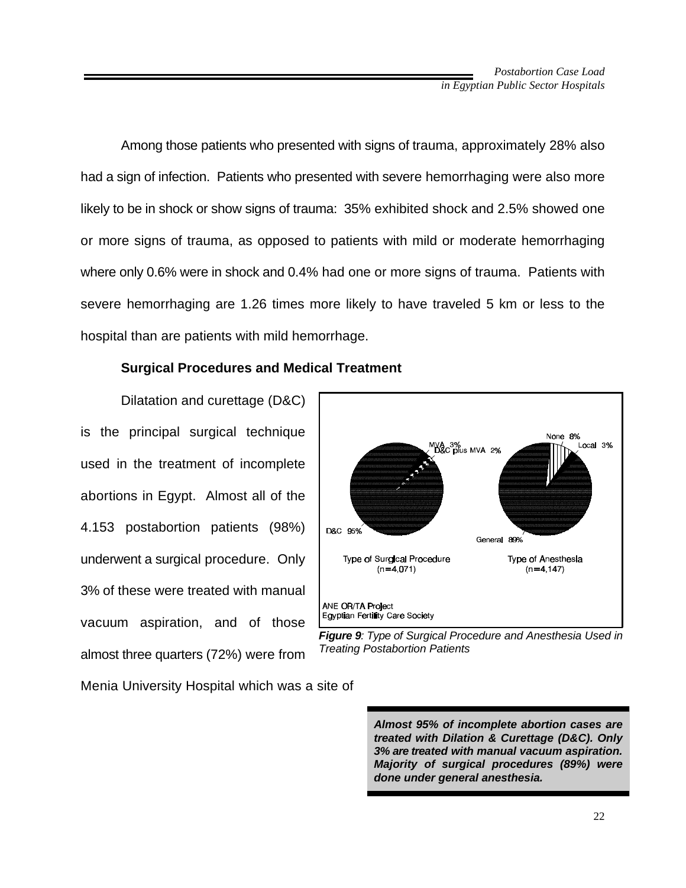Among those patients who presented with signs of trauma, approximately 28% also had a sign of infection. Patients who presented with severe hemorrhaging were also more likely to be in shock or show signs of trauma: 35% exhibited shock and 2.5% showed one or more signs of trauma, as opposed to patients with mild or moderate hemorrhaging where only 0.6% were in shock and 0.4% had one or more signs of trauma. Patients with severe hemorrhaging are 1.26 times more likely to have traveled 5 km or less to the hospital than are patients with mild hemorrhage.

### Surgical Procedures and Medical Treatment

Dilatation and curettage (D&C) is the principal surgical technique used in the treatment of incomplete abortions in Egypt. Almost all of the 4.153 postabortion patients (98%) underwent a surgical procedure. Only 3% of these were treated with manual vacuum aspiration, and of those almost three quarters (72%) were from Menia University Hospital which was a site of

MVA 3%
D&C plus MVA 2%
D&C 95%
Type of Surgical Procedure
(n=4,071)

None 8%
Local 3%
General 89%
Type of Anesthesia
(n=4,147)

ANE OR/TA Project
Egyptian Fertility Care Society

***Figure 9**: Type of Surgical Procedure and Anesthesia Used in Treating Postabortion Patients*

***Almost 95% of incomplete abortion cases are treated with Dilation & Curettage (D&C). Only 3% are treated with manual vacuum aspiration. Majority of surgical procedures (89%) were done under general anesthesia.***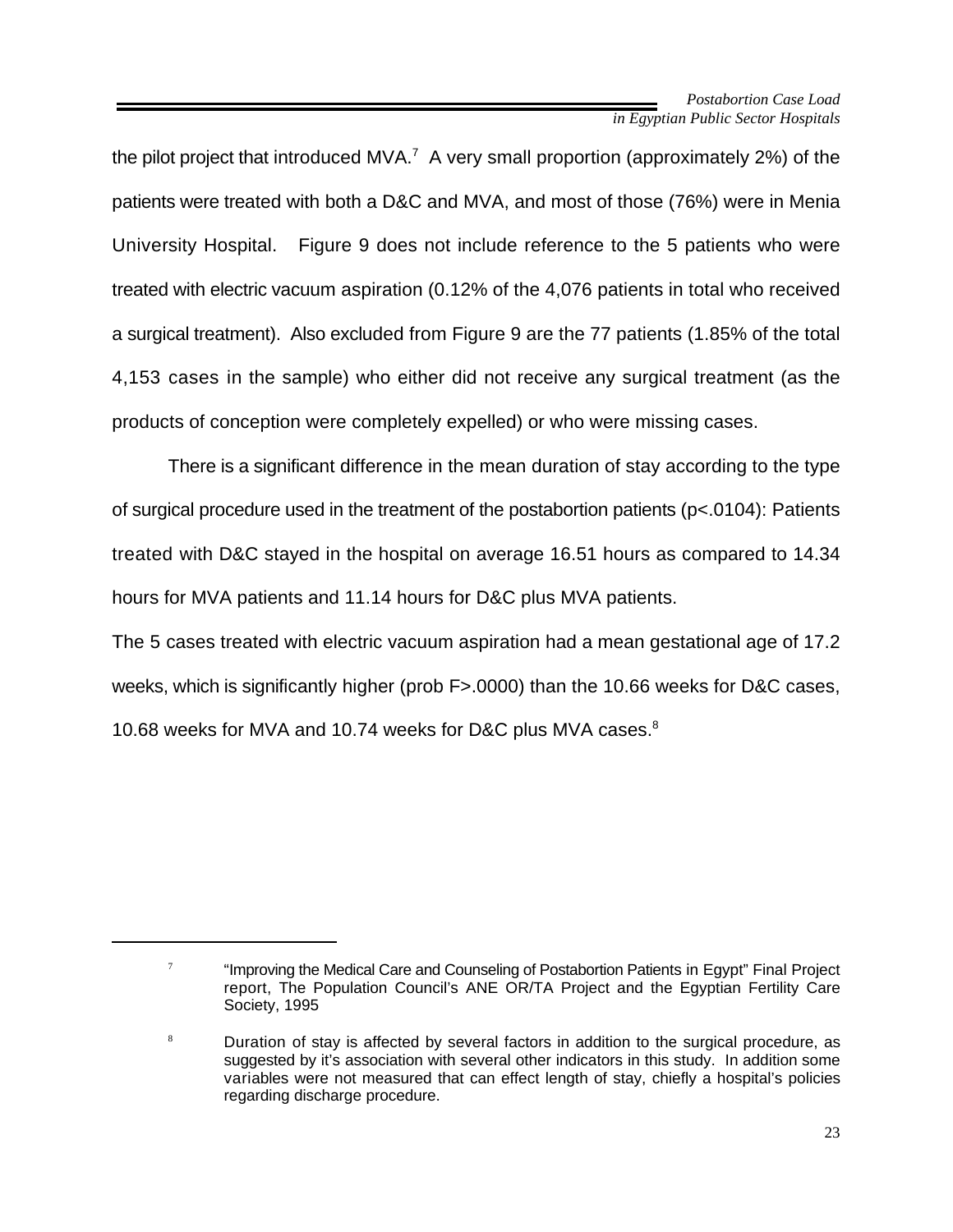the pilot project that introduced MVA.[7] A very small proportion (approximately 2%) of the patients were treated with both a D&C and MVA, and most of those (76%) were in Menia University Hospital. Figure 9 does not include reference to the 5 patients who were treated with electric vacuum aspiration (0.12% of the 4,076 patients in total who received a surgical treatment). Also excluded from Figure 9 are the 77 patients (1.85% of the total 4,153 cases in the sample) who either did not receive any surgical treatment (as the products of conception were completely expelled) or who were missing cases.

There is a significant difference in the mean duration of stay according to the type of surgical procedure used in the treatment of the postabortion patients ($p<.0104$): Patients treated with D&C stayed in the hospital on average 16.51 hours as compared to 14.34 hours for MVA patients and 11.14 hours for D&C plus MVA patients.

The 5 cases treated with electric vacuum aspiration had a mean gestational age of 17.2 weeks, which is significantly higher (prob $F>.0000$) than the 10.66 weeks for D&C cases, 10.68 weeks for MVA and 10.74 weeks for D&C plus MVA cases.[8]

---

[7] "Improving the Medical Care and Counseling of Postabortion Patients in Egypt" Final Project report, The Population Council's ANE OR/TA Project and the Egyptian Fertility Care Society, 1995

[8] Duration of stay is affected by several factors in addition to the surgical procedure, as suggested by it's association with several other indicators in this study. In addition some variables were not measured that can effect length of stay, chiefly a hospital's policies regarding discharge procedure.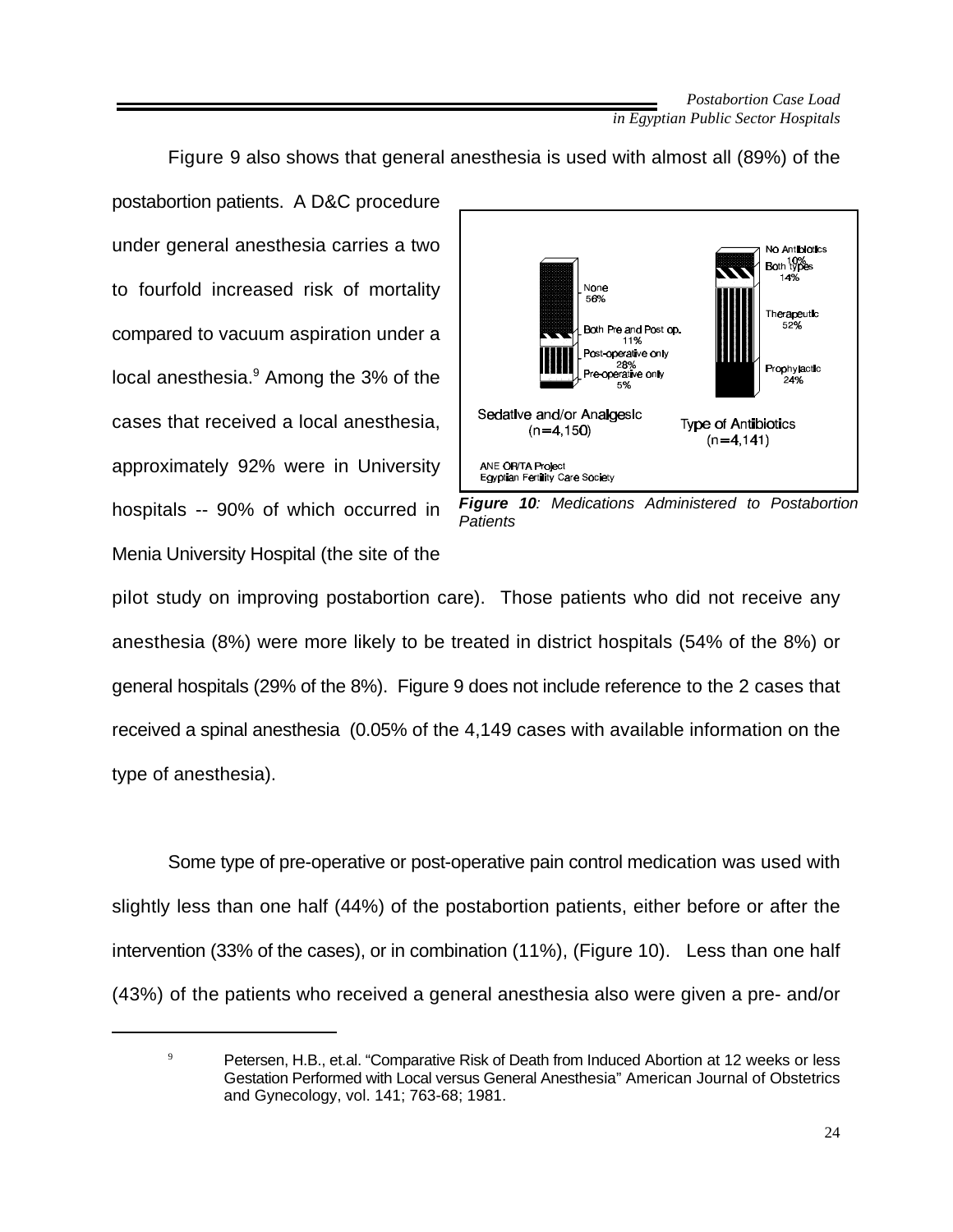Figure 9 also shows that general anesthesia is used with almost all (89%) of the postabortion patients. A D&C procedure under general anesthesia carries a two to fourfold increased risk of mortality compared to vacuum aspiration under a local anesthesia.[9] Among the 3% of the cases that received a local anesthesia, approximately 92% were in University hospitals -- 90% of which occurred in Menia University Hospital (the site of the pilot study on improving postabortion care). Those patients who did not receive any anesthesia (8%) were more likely to be treated in district hospitals (54% of the 8%) or general hospitals (29% of the 8%). Figure 9 does not include reference to the 2 cases that received a spinal anesthesia (0.05% of the 4,149 cases with available information on the type of anesthesia).

*Figure 10: Medications Administered to Postabortion Patients*

Some type of pre-operative or post-operative pain control medication was used with slightly less than one half (44%) of the postabortion patients, either before or after the intervention (33% of the cases), or in combination (11%), (Figure 10). Less than one half (43%) of the patients who received a general anesthesia also were given a pre- and/or

---

[9] Petersen, H.B., et.al. "Comparative Risk of Death from Induced Abortion at 12 weeks or less Gestation Performed with Local versus General Anesthesia" American Journal of Obstetrics and Gynecology, vol. 141; 763-68; 1981.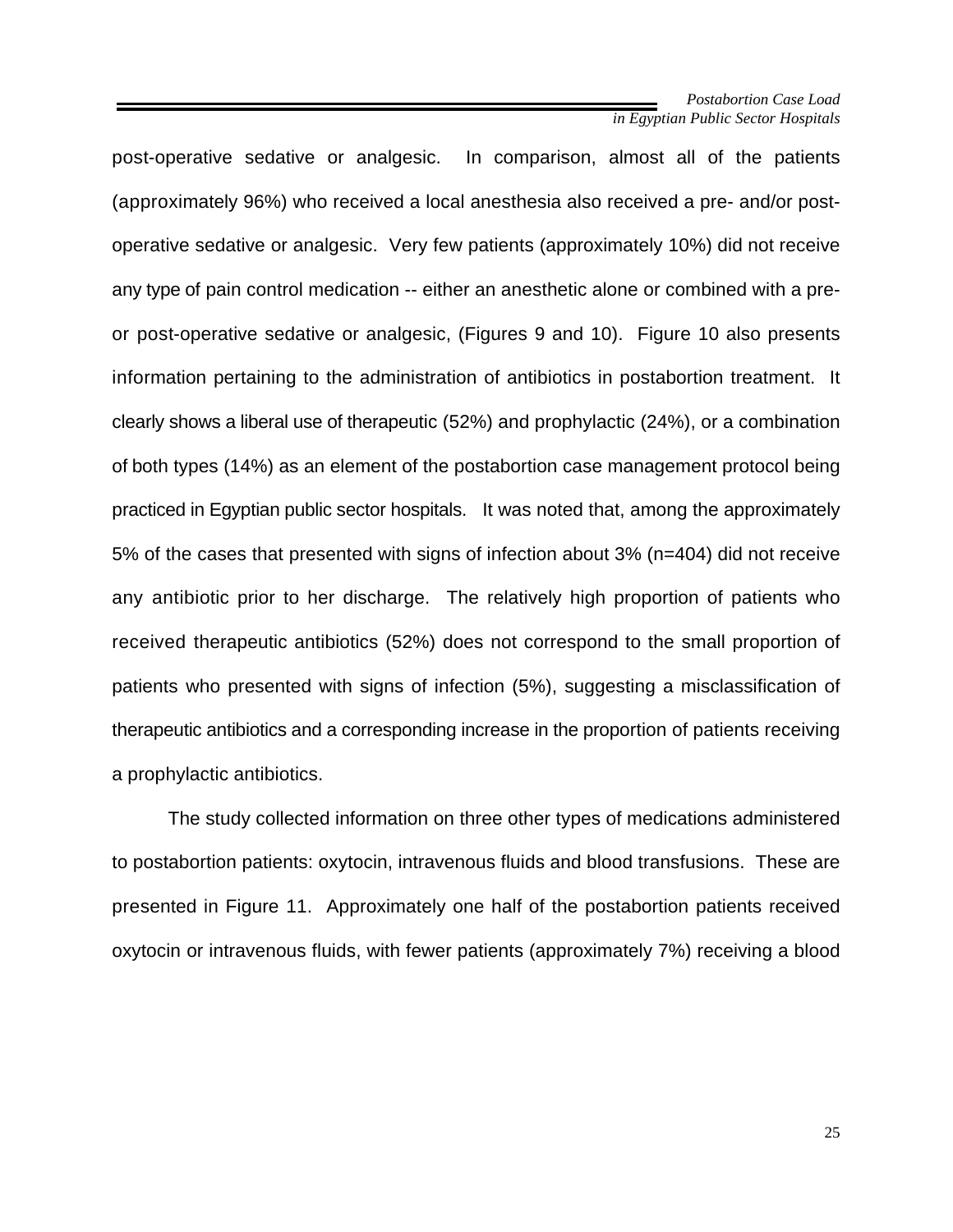post-operative sedative or analgesic. In comparison, almost all of the patients (approximately 96%) who received a local anesthesia also received a pre- and/or post-operative sedative or analgesic. Very few patients (approximately 10%) did not receive any type of pain control medication -- either an anesthetic alone or combined with a pre- or post-operative sedative or analgesic, (Figures 9 and 10). Figure 10 also presents information pertaining to the administration of antibiotics in postabortion treatment. It clearly shows a liberal use of therapeutic (52%) and prophylactic (24%), or a combination of both types (14%) as an element of the postabortion case management protocol being practiced in Egyptian public sector hospitals. It was noted that, among the approximately 5% of the cases that presented with signs of infection about 3% (n=404) did not receive any antibiotic prior to her discharge. The relatively high proportion of patients who received therapeutic antibiotics (52%) does not correspond to the small proportion of patients who presented with signs of infection (5%), suggesting a misclassification of therapeutic antibiotics and a corresponding increase in the proportion of patients receiving a prophylactic antibiotics.

The study collected information on three other types of medications administered to postabortion patients: oxytocin, intravenous fluids and blood transfusions. These are presented in Figure 11. Approximately one half of the postabortion patients received oxytocin or intravenous fluids, with fewer patients (approximately 7%) receiving a blood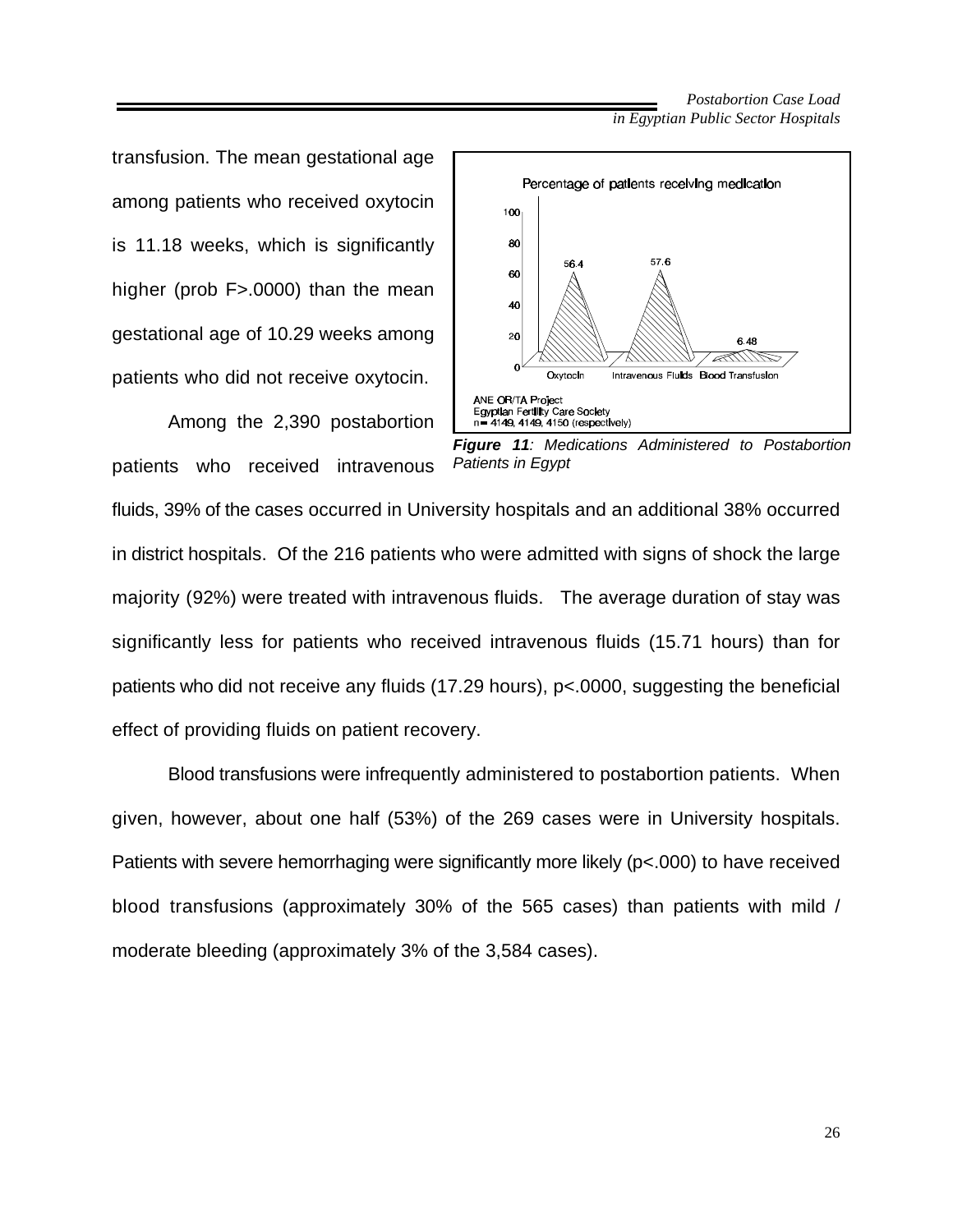transfusion. The mean gestational age among patients who received oxytocin is 11.18 weeks, which is significantly higher (prob F>.0000) than the mean gestational age of 10.29 weeks among patients who did not receive oxytocin.

Percentage of patients receiving medication

| | Oxytocin | Intravenous Fluids | Blood Transfusion |
|---|---|---|---|
| Percentage | 56.4 | 57.6 | 6.48 |

ANE OR/TA Project
Egyptian Fertility Care Society
n= 4149, 4149, 4150 (respectively)

***Figure 11**: Medications Administered to Postabortion Patients in Egypt*

Among the 2,390 postabortion patients who received intravenous fluids, 39% of the cases occurred in University hospitals and an additional 38% occurred in district hospitals. Of the 216 patients who were admitted with signs of shock the large majority (92%) were treated with intravenous fluids. The average duration of stay was significantly less for patients who received intravenous fluids (15.71 hours) than for patients who did not receive any fluids (17.29 hours), p<.0000, suggesting the beneficial effect of providing fluids on patient recovery.

Blood transfusions were infrequently administered to postabortion patients. When given, however, about one half (53%) of the 269 cases were in University hospitals. Patients with severe hemorrhaging were significantly more likely (p<.000) to have received blood transfusions (approximately 30% of the 565 cases) than patients with mild / moderate bleeding (approximately 3% of the 3,584 cases).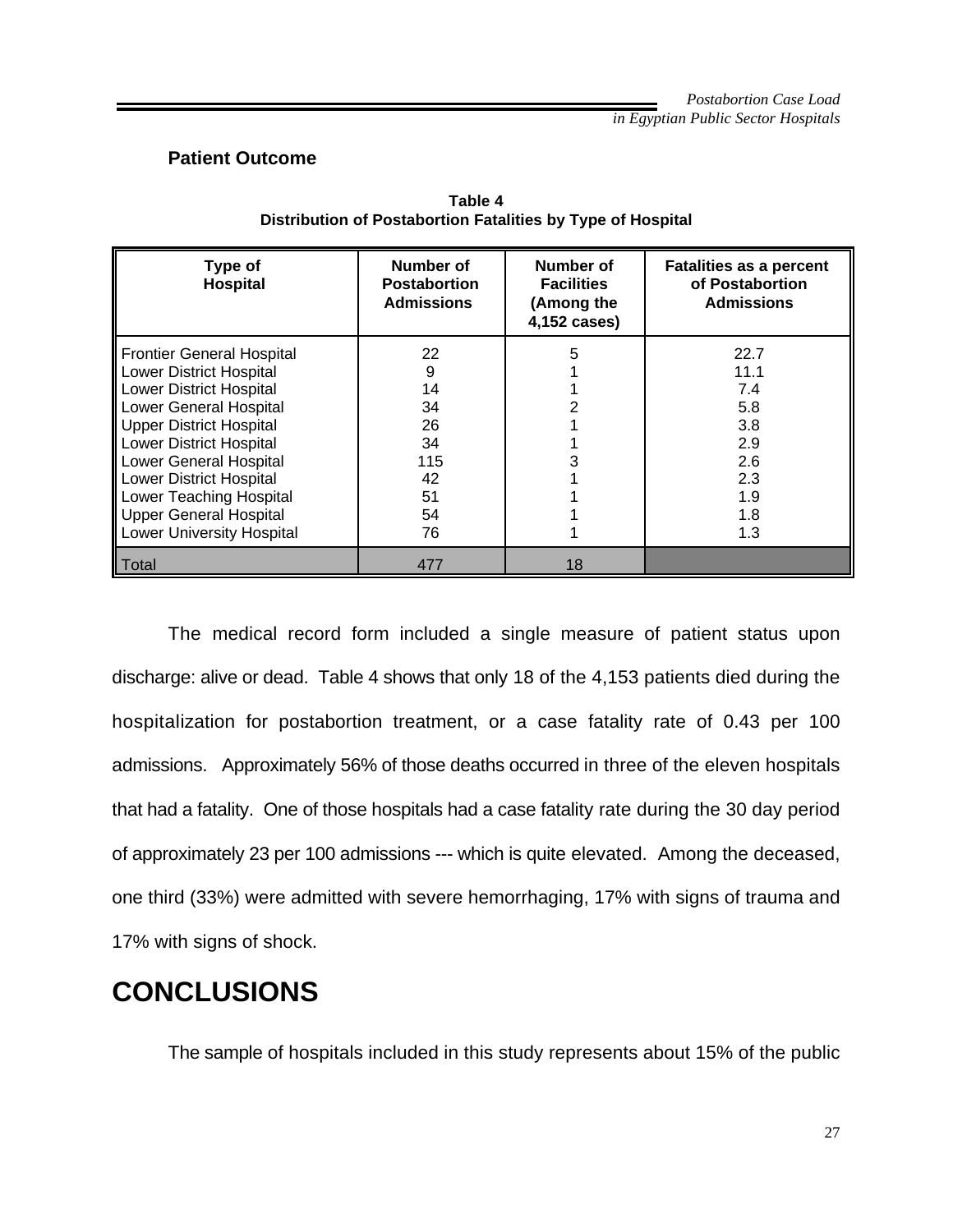### Patient Outcome

**Table 4**
**Distribution of Postabortion Fatalities by Type of Hospital**

| Type of Hospital | Number of Postabortion Admissions | Number of Facilities (Among the 4,152 cases) | Fatalities as a percent of Postabortion Admissions |
|---|---|---|---|
| Frontier General Hospital | 22 | 5 | 22.7 |
| Lower District Hospital | 9 | 1 | 11.1 |
| Lower District Hospital | 14 | 1 | 7.4 |
| Lower General Hospital | 34 | 2 | 5.8 |
| Upper District Hospital | 26 | 1 | 3.8 |
| Lower District Hospital | 34 | 1 | 2.9 |
| Lower General Hospital | 115 | 3 | 2.6 |
| Lower District Hospital | 42 | 1 | 2.3 |
| Lower Teaching Hospital | 51 | 1 | 1.9 |
| Upper General Hospital | 54 | 1 | 1.8 |
| Lower University Hospital | 76 | 1 | 1.3 |
| Total | 477 | 18 | |

The medical record form included a single measure of patient status upon discharge: alive or dead. Table 4 shows that only 18 of the 4,153 patients died during the hospitalization for postabortion treatment, or a case fatality rate of 0.43 per 100 admissions. Approximately 56% of those deaths occurred in three of the eleven hospitals that had a fatality. One of those hospitals had a case fatality rate during the 30 day period of approximately 23 per 100 admissions --- which is quite elevated. Among the deceased, one third (33%) were admitted with severe hemorrhaging, 17% with signs of trauma and 17% with signs of shock.

# CONCLUSIONS

The sample of hospitals included in this study represents about 15% of the public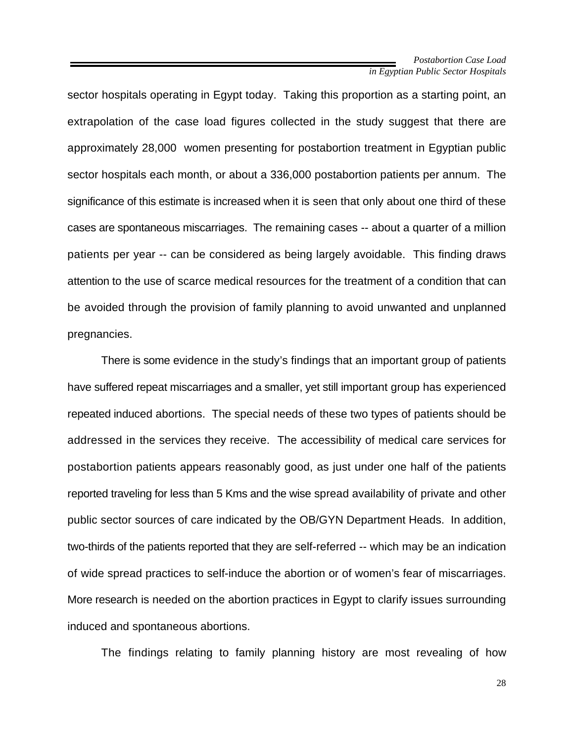sector hospitals operating in Egypt today. Taking this proportion as a starting point, an extrapolation of the case load figures collected in the study suggest that there are approximately 28,000 women presenting for postabortion treatment in Egyptian public sector hospitals each month, or about a 336,000 postabortion patients per annum. The significance of this estimate is increased when it is seen that only about one third of these cases are spontaneous miscarriages. The remaining cases -- about a quarter of a million patients per year -- can be considered as being largely avoidable. This finding draws attention to the use of scarce medical resources for the treatment of a condition that can be avoided through the provision of family planning to avoid unwanted and unplanned pregnancies.

There is some evidence in the study's findings that an important group of patients have suffered repeat miscarriages and a smaller, yet still important group has experienced repeated induced abortions. The special needs of these two types of patients should be addressed in the services they receive. The accessibility of medical care services for postabortion patients appears reasonably good, as just under one half of the patients reported traveling for less than 5 Kms and the wise spread availability of private and other public sector sources of care indicated by the OB/GYN Department Heads. In addition, two-thirds of the patients reported that they are self-referred -- which may be an indication of wide spread practices to self-induce the abortion or of women's fear of miscarriages. More research is needed on the abortion practices in Egypt to clarify issues surrounding induced and spontaneous abortions.

The findings relating to family planning history are most revealing of how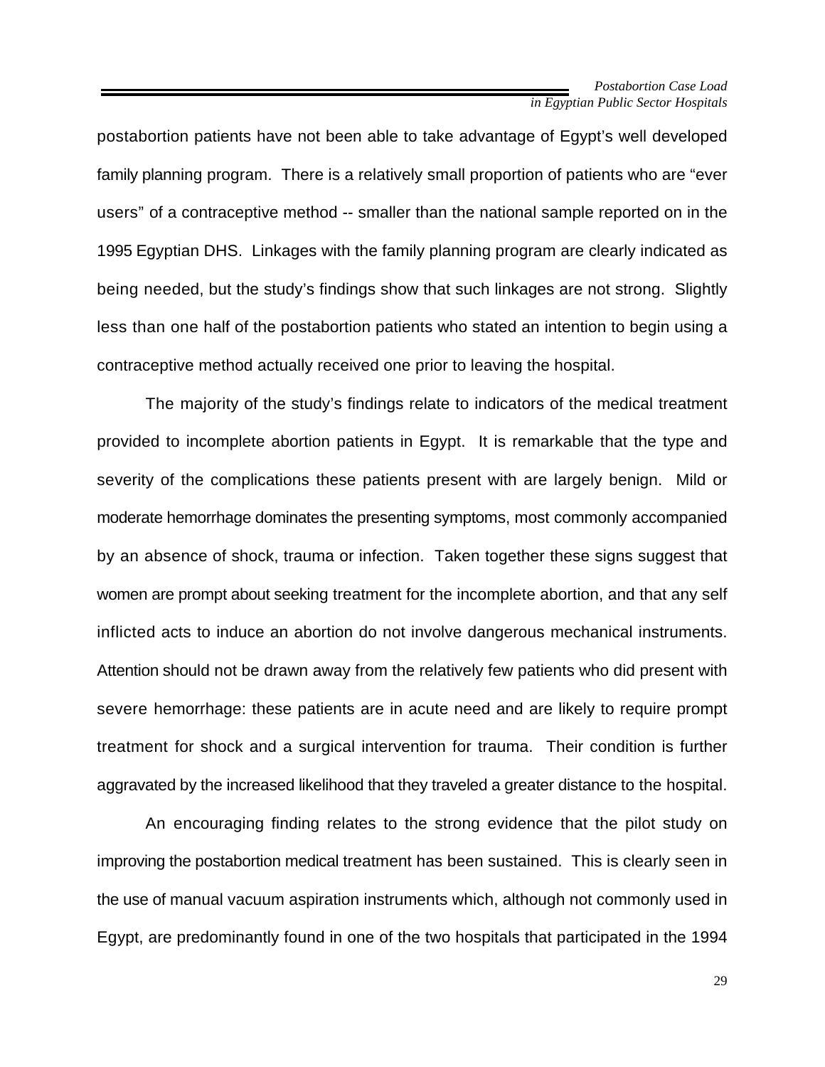postabortion patients have not been able to take advantage of Egypt's well developed family planning program. There is a relatively small proportion of patients who are "ever users" of a contraceptive method -- smaller than the national sample reported on in the 1995 Egyptian DHS. Linkages with the family planning program are clearly indicated as being needed, but the study's findings show that such linkages are not strong. Slightly less than one half of the postabortion patients who stated an intention to begin using a contraceptive method actually received one prior to leaving the hospital.

The majority of the study's findings relate to indicators of the medical treatment provided to incomplete abortion patients in Egypt. It is remarkable that the type and severity of the complications these patients present with are largely benign. Mild or moderate hemorrhage dominates the presenting symptoms, most commonly accompanied by an absence of shock, trauma or infection. Taken together these signs suggest that women are prompt about seeking treatment for the incomplete abortion, and that any self inflicted acts to induce an abortion do not involve dangerous mechanical instruments. Attention should not be drawn away from the relatively few patients who did present with severe hemorrhage: these patients are in acute need and are likely to require prompt treatment for shock and a surgical intervention for trauma. Their condition is further aggravated by the increased likelihood that they traveled a greater distance to the hospital.

An encouraging finding relates to the strong evidence that the pilot study on improving the postabortion medical treatment has been sustained. This is clearly seen in the use of manual vacuum aspiration instruments which, although not commonly used in Egypt, are predominantly found in one of the two hospitals that participated in the 1994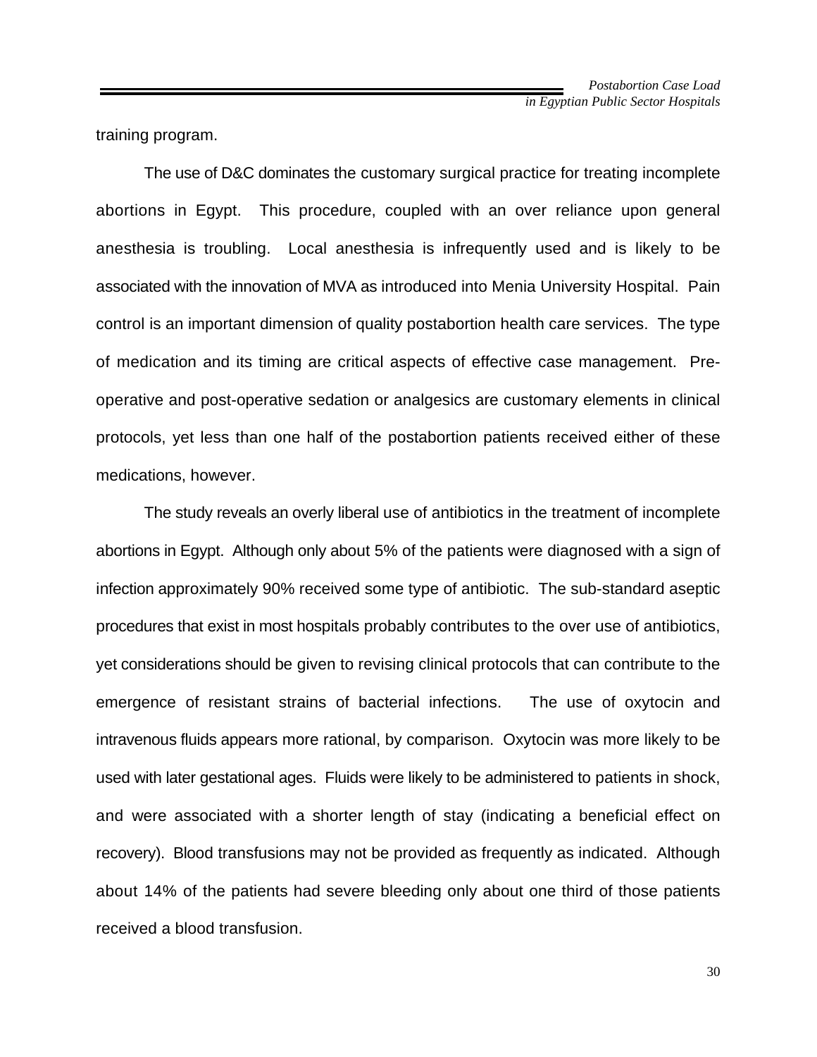training program.

The use of D&C dominates the customary surgical practice for treating incomplete abortions in Egypt. This procedure, coupled with an over reliance upon general anesthesia is troubling. Local anesthesia is infrequently used and is likely to be associated with the innovation of MVA as introduced into Menia University Hospital. Pain control is an important dimension of quality postabortion health care services. The type of medication and its timing are critical aspects of effective case management. Pre-operative and post-operative sedation or analgesics are customary elements in clinical protocols, yet less than one half of the postabortion patients received either of these medications, however.

The study reveals an overly liberal use of antibiotics in the treatment of incomplete abortions in Egypt. Although only about 5% of the patients were diagnosed with a sign of infection approximately 90% received some type of antibiotic. The sub-standard aseptic procedures that exist in most hospitals probably contributes to the over use of antibiotics, yet considerations should be given to revising clinical protocols that can contribute to the emergence of resistant strains of bacterial infections. The use of oxytocin and intravenous fluids appears more rational, by comparison. Oxytocin was more likely to be used with later gestational ages. Fluids were likely to be administered to patients in shock, and were associated with a shorter length of stay (indicating a beneficial effect on recovery). Blood transfusions may not be provided as frequently as indicated. Although about 14% of the patients had severe bleeding only about one third of those patients received a blood transfusion.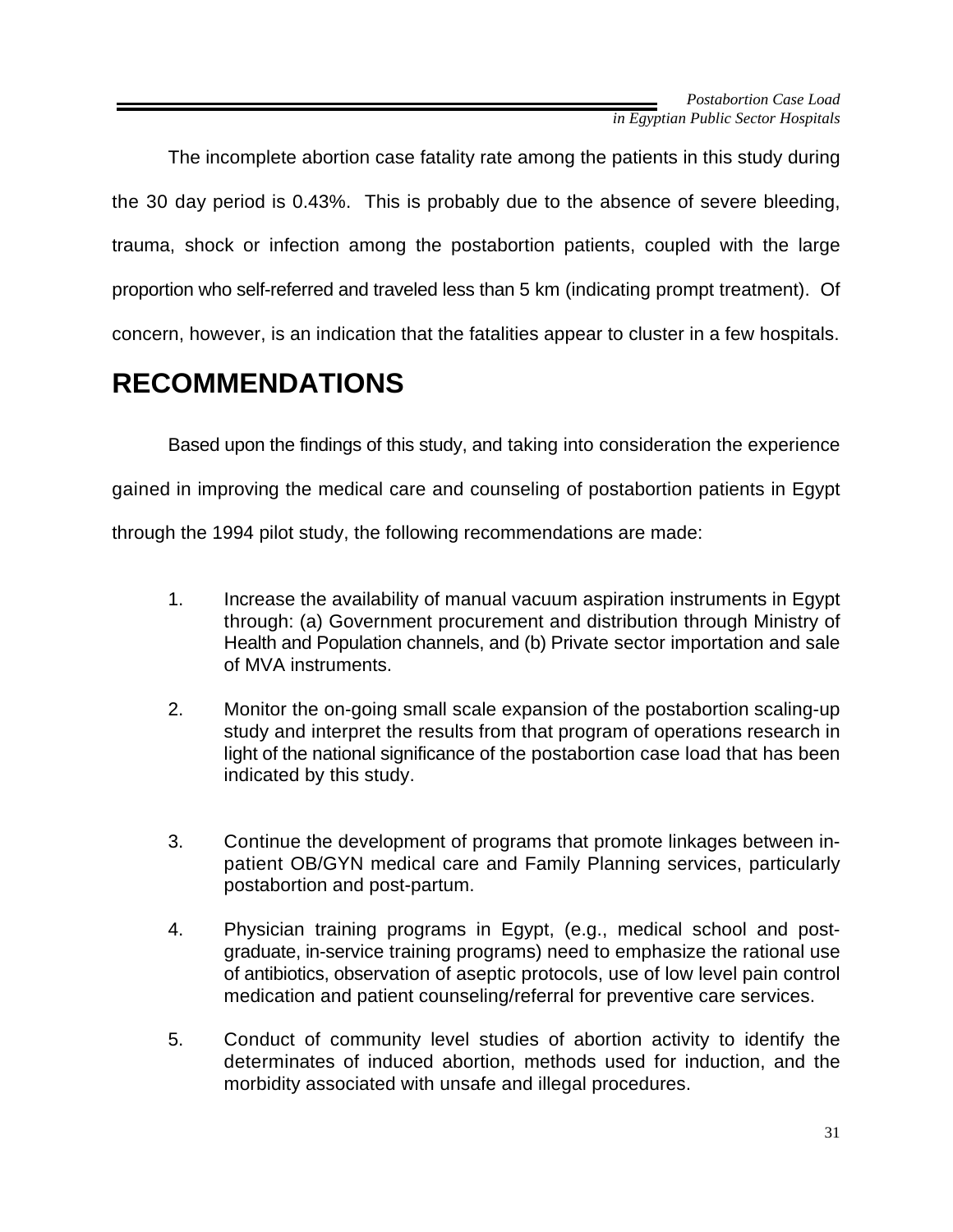The incomplete abortion case fatality rate among the patients in this study during the 30 day period is 0.43%. This is probably due to the absence of severe bleeding, trauma, shock or infection among the postabortion patients, coupled with the large proportion who self-referred and traveled less than 5 km (indicating prompt treatment). Of concern, however, is an indication that the fatalities appear to cluster in a few hospitals.

# RECOMMENDATIONS

Based upon the findings of this study, and taking into consideration the experience gained in improving the medical care and counseling of postabortion patients in Egypt through the 1994 pilot study, the following recommendations are made:

1. Increase the availability of manual vacuum aspiration instruments in Egypt through: (a) Government procurement and distribution through Ministry of Health and Population channels, and (b) Private sector importation and sale of MVA instruments.

2. Monitor the on-going small scale expansion of the postabortion scaling-up study and interpret the results from that program of operations research in light of the national significance of the postabortion case load that has been indicated by this study.

3. Continue the development of programs that promote linkages between in-patient OB/GYN medical care and Family Planning services, particularly postabortion and post-partum.

4. Physician training programs in Egypt, (e.g., medical school and post-graduate, in-service training programs) need to emphasize the rational use of antibiotics, observation of aseptic protocols, use of low level pain control medication and patient counseling/referral for preventive care services.

5. Conduct of community level studies of abortion activity to identify the determinates of induced abortion, methods used for induction, and the morbidity associated with unsafe and illegal procedures.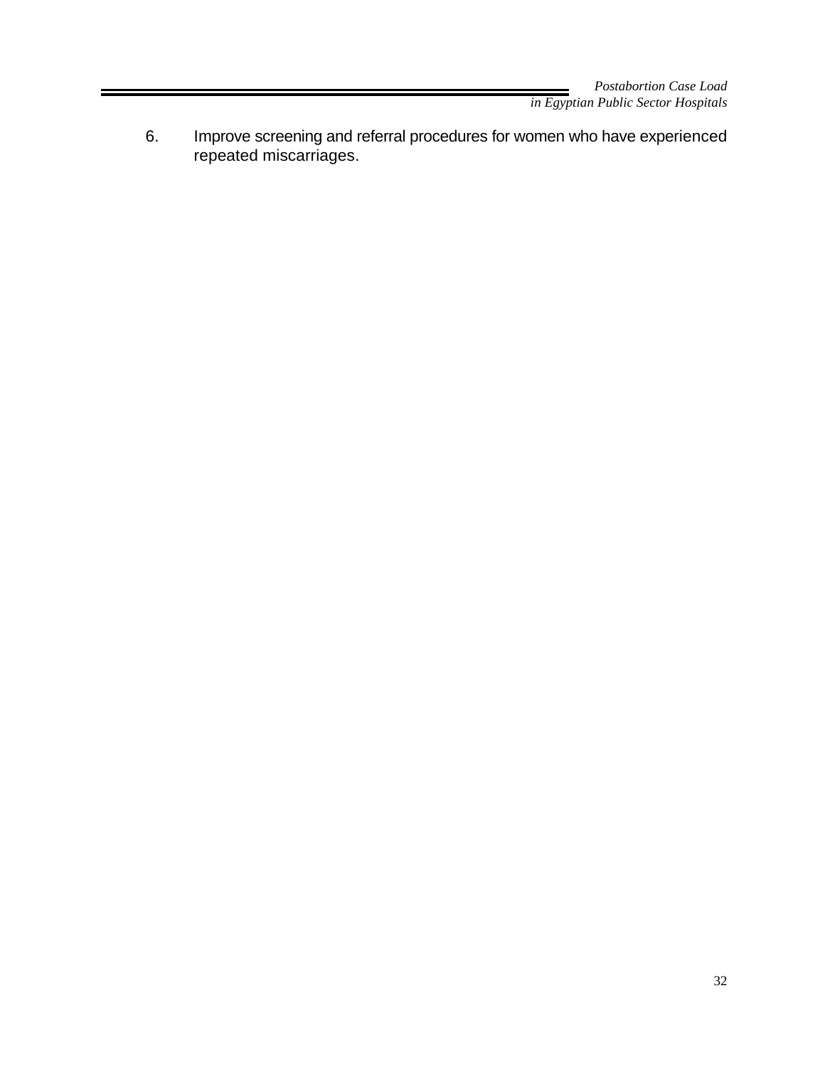6. Improve screening and referral procedures for women who have experienced repeated miscarriages.